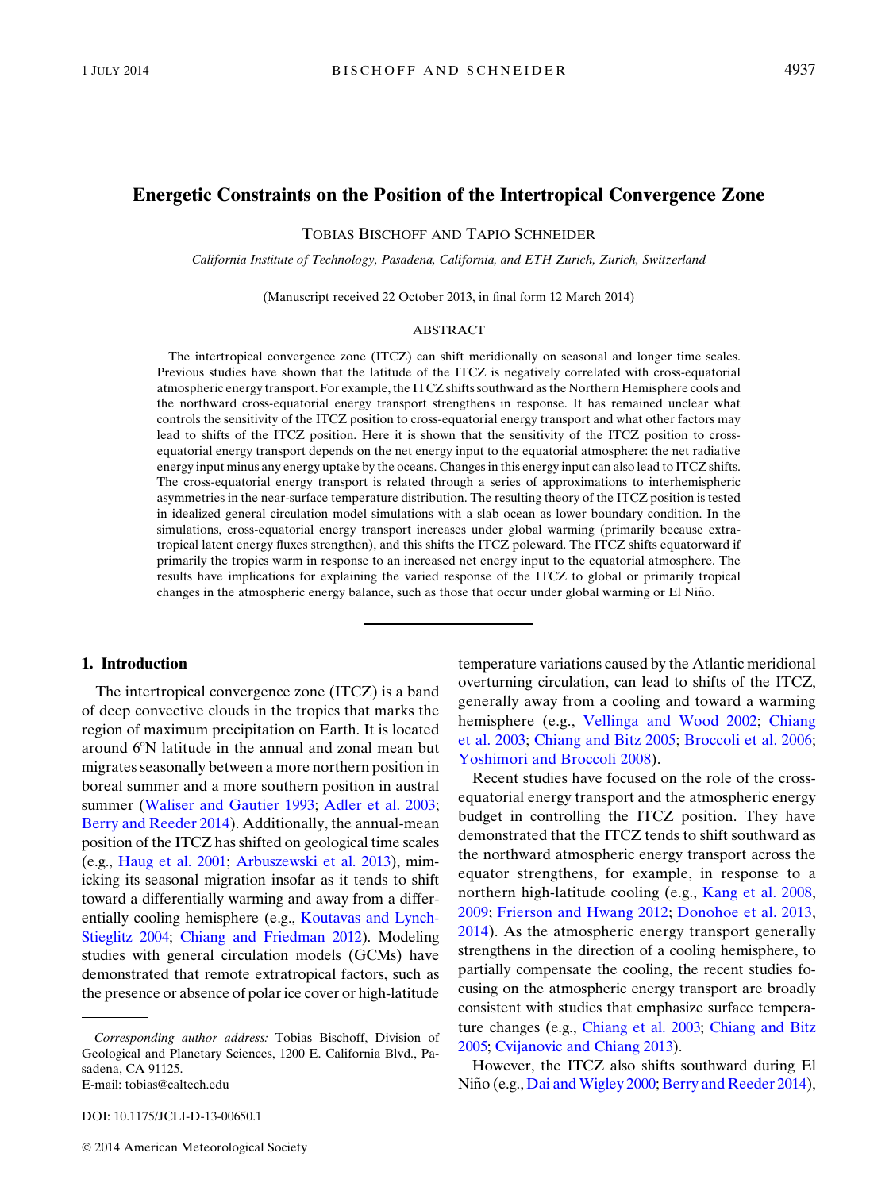# Energetic Constraints on the Position of the Intertropical Convergence Zone

TOBIAS BISCHOFF AND TAPIO SCHNEIDER

*California Institute of Technology, Pasadena, California, and ETH Zurich, Zurich, Switzerland*

(Manuscript received 22 October 2013, in final form 12 March 2014)

## ABSTRACT

The intertropical convergence zone (ITCZ) can shift meridionally on seasonal and longer time scales. Previous studies have shown that the latitude of the ITCZ is negatively correlated with cross-equatorial atmospheric energy transport. For example, the ITCZ shifts southward as the Northern Hemisphere cools and the northward cross-equatorial energy transport strengthens in response. It has remained unclear what controls the sensitivity of the ITCZ position to cross-equatorial energy transport and what other factors may lead to shifts of the ITCZ position. Here it is shown that the sensitivity of the ITCZ position to cross-equatorial energy transport depends on the net energy input to the equatorial atmosphere: the net radiative energy input minus any energy uptake by the oceans. Changes in this energy input can also lead to ITCZ shifts. The cross-equatorial energy transport is related through a series of approximations to interhemispheric asymmetries in the near-surface temperature distribution. The resulting theory of the ITCZ position is tested in idealized general circulation model simulations with a slab ocean as lower boundary condition. In the simulations, cross-equatorial energy transport increases under global warming (primarily because extratropical latent energy fluxes strengthen), and this shifts the ITCZ poleward. The ITCZ shifts equatorward if primarily the tropics warm in response to an increased net energy input to the equatorial atmosphere. The results have implications for explaining the varied response of the ITCZ to global or primarily tropical changes in the atmospheric energy balance, such as those that occur under global warming or El Niño.

## 1. Introduction

The intertropical convergence zone (ITCZ) is a band of deep convective clouds in the tropics that marks the region of maximum precipitation on Earth. It is located around 6°N latitude in the annual and zonal mean but migrates seasonally between a more northern position in boreal summer and a more southern position in austral summer (Waliser and Gautier 1993; Adler et al. 2003; Berry and Reeder 2014). Additionally, the annual-mean position of the ITCZ has shifted on geological time scales (e.g., Haug et al. 2001; Arbuszewski et al. 2013), mimicking its seasonal migration insofar as it tends to shift toward a differentially warming and away from a differentially cooling hemisphere (e.g., Koutavas and Lynch-Stieglitz 2004; Chiang and Friedman 2012). Modeling studies with general circulation models (GCMs) have demonstrated that remote extratropical factors, such as the presence or absence of polar ice cover or high-latitude temperature variations caused by the Atlantic meridional overturning circulation, can lead to shifts of the ITCZ, generally away from a cooling and toward a warming hemisphere (e.g., Vellinga and Wood 2002; Chiang et al. 2003; Chiang and Bitz 2005; Broccoli et al. 2006; Yoshimori and Broccoli 2008).

Recent studies have focused on the role of the cross-equatorial energy transport and the atmospheric energy budget in controlling the ITCZ position. They have demonstrated that the ITCZ tends to shift southward as the northward atmospheric energy transport across the equator strengthens, for example, in response to a northern high-latitude cooling (e.g., Kang et al. 2008, 2009; Frierson and Hwang 2012; Donohoe et al. 2013, 2014). As the atmospheric energy transport generally strengthens in the direction of a cooling hemisphere, to partially compensate the cooling, the recent studies focusing on the atmospheric energy transport are broadly consistent with studies that emphasize surface temperature changes (e.g., Chiang et al. 2003; Chiang and Bitz 2005; Cvijanovic and Chiang 2013).

However, the ITCZ also shifts southward during El Niño (e.g., Dai and Wigley 2000; Berry and Reeder 2014),

*Corresponding author address:* Tobias Bischoff, Division of Geological and Planetary Sciences, 1200 E. California Blvd., Pasadena, CA 91125.
E-mail: tobias@caltech.edu

DOI: 10.1175/JCLI-D-13-00650.1

© 2014 American Meteorological Society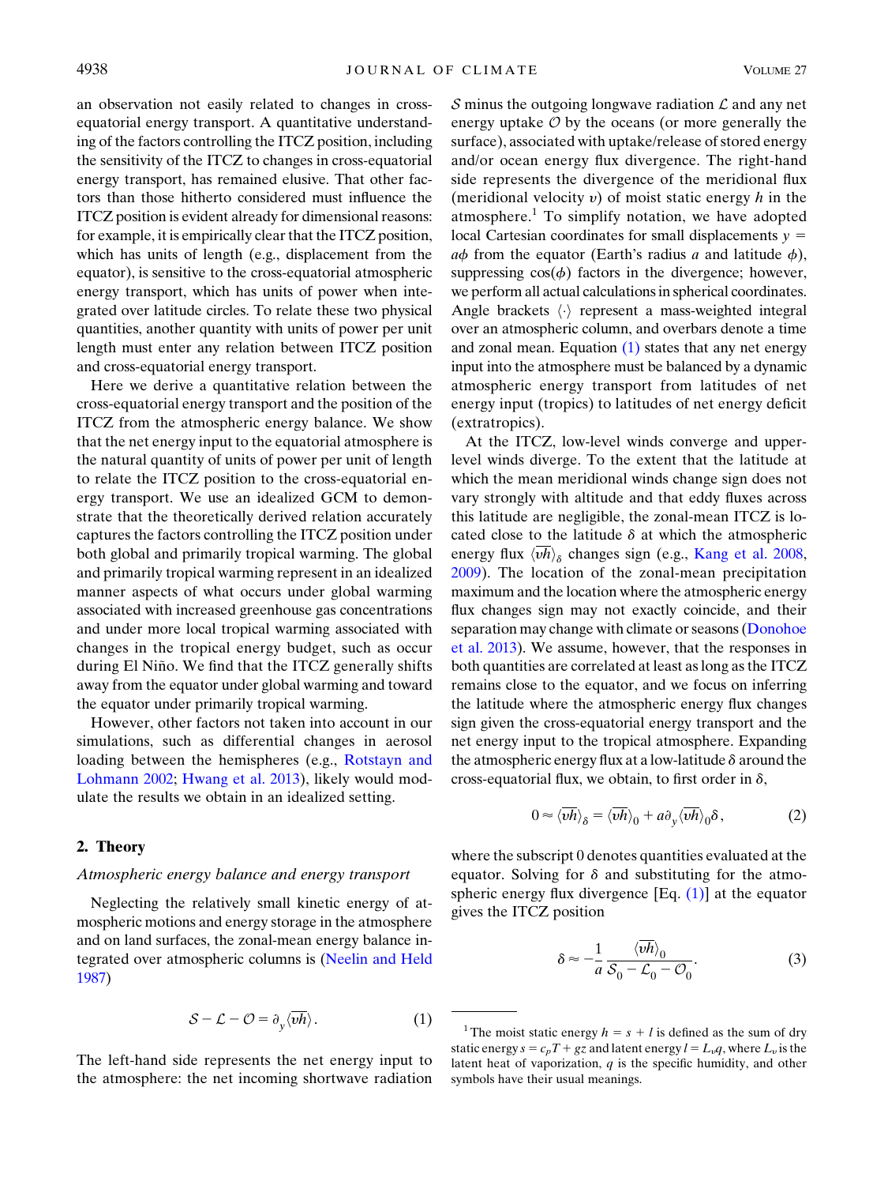an observation not easily related to changes in cross-equatorial energy transport. A quantitative understanding of the factors controlling the ITCZ position, including the sensitivity of the ITCZ to changes in cross-equatorial energy transport, has remained elusive. That other factors than those hitherto considered must influence the ITCZ position is evident already for dimensional reasons: for example, it is empirically clear that the ITCZ position, which has units of length (e.g., displacement from the equator), is sensitive to the cross-equatorial atmospheric energy transport, which has units of power when integrated over latitude circles. To relate these two physical quantities, another quantity with units of power per unit length must enter any relation between ITCZ position and cross-equatorial energy transport.

Here we derive a quantitative relation between the cross-equatorial energy transport and the position of the ITCZ from the atmospheric energy balance. We show that the net energy input to the equatorial atmosphere is the natural quantity of units of power per unit of length to relate the ITCZ position to the cross-equatorial energy transport. We use an idealized GCM to demonstrate that the theoretically derived relation accurately captures the factors controlling the ITCZ position under both global and primarily tropical warming. The global and primarily tropical warming represent in an idealized manner aspects of what occurs under global warming associated with increased greenhouse gas concentrations and under more local tropical warming associated with changes in the tropical energy budget, such as occur during El Niño. We find that the ITCZ generally shifts away from the equator under global warming and toward the equator under primarily tropical warming.

However, other factors not taken into account in our simulations, such as differential changes in aerosol loading between the hemispheres (e.g., Rotstayn and Lohmann 2002; Hwang et al. 2013), likely would modulate the results we obtain in an idealized setting.

## 2. Theory

### *Atmospheric energy balance and energy transport*

Neglecting the relatively small kinetic energy of atmospheric motions and energy storage in the atmosphere and on land surfaces, the zonal-mean energy balance integrated over atmospheric columns is (Neelin and Held 1987)

$$\mathcal{S} - \mathcal{L} - \mathcal{O} = \partial_y \langle \overline{vh} \rangle. \tag{1}$$

The left-hand side represents the net energy input to the atmosphere: the net incoming shortwave radiation $\mathcal{S}$ minus the outgoing longwave radiation $\mathcal{L}$ and any net energy uptake $\mathcal{O}$ by the oceans (or more generally the surface), associated with uptake/release of stored energy and/or ocean energy flux divergence. The right-hand side represents the divergence of the meridional flux (meridional velocity $v$) of moist static energy $h$ in the atmosphere.[1] To simplify notation, we have adopted local Cartesian coordinates for small displacements $y = a\phi$ from the equator (Earth's radius $a$ and latitude $\phi$), suppressing $\cos(\phi)$ factors in the divergence; however, we perform all actual calculations in spherical coordinates. Angle brackets $\langle \cdot \rangle$ represent a mass-weighted integral over an atmospheric column, and overbars denote a time and zonal mean. Equation (1) states that any net energy input into the atmosphere must be balanced by a dynamic atmospheric energy transport from latitudes of net energy input (tropics) to latitudes of net energy deficit (extratropics).

At the ITCZ, low-level winds converge and upper-level winds diverge. To the extent that the latitude at which the mean meridional winds change sign does not vary strongly with altitude and that eddy fluxes across this latitude are negligible, the zonal-mean ITCZ is located close to the latitude $\delta$ at which the atmospheric energy flux $\langle \overline{vh} \rangle_\delta$ changes sign (e.g., Kang et al. 2008, 2009). The location of the zonal-mean precipitation maximum and the location where the atmospheric energy flux changes sign may not exactly coincide, and their separation may change with climate or seasons (Donohoe et al. 2013). We assume, however, that the responses in both quantities are correlated at least as long as the ITCZ remains close to the equator, and we focus on inferring the latitude where the atmospheric energy flux changes sign given the cross-equatorial energy transport and the net energy input to the tropical atmosphere. Expanding the atmospheric energy flux at a low-latitude $\delta$ around the cross-equatorial flux, we obtain, to first order in $\delta$,

$$0 \approx \langle \overline{vh} \rangle_\delta = \langle \overline{vh} \rangle_0 + a\partial_y \langle \overline{vh} \rangle_0 \delta, \tag{2}$$

where the subscript 0 denotes quantities evaluated at the equator. Solving for $\delta$ and substituting for the atmospheric energy flux divergence [Eq. (1)] at the equator gives the ITCZ position

$$\delta \approx -\frac{1}{a} \frac{\langle \overline{vh} \rangle_0}{\mathcal{S}_0 - \mathcal{L}_0 - \mathcal{O}_0}. \tag{3}$$

[1] The moist static energy $h = s + l$ is defined as the sum of dry static energy $s = c_p T + gz$ and latent energy $l = L_v q$, where $L_v$ is the latent heat of vaporization, $q$ is the specific humidity, and other symbols have their usual meanings.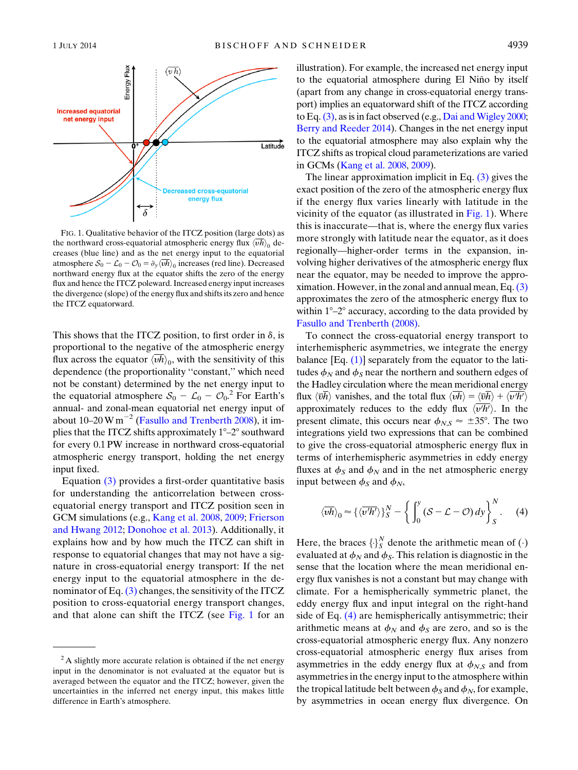FIG. 1. Qualitative behavior of the ITCZ position (large dots) as the northward cross-equatorial atmospheric energy flux $\langle \overline{vh} \rangle_0$ decreases (blue line) and as the net energy input to the equatorial atmosphere $\mathcal{S}_0 - \mathcal{L}_0 - \mathcal{O}_0 = \partial_y \langle \overline{vh} \rangle_0$ increases (red line). Decreased northward energy flux at the equator shifts the zero of the energy flux and hence the ITCZ poleward. Increased energy input increases the divergence (slope) of the energy flux and shifts its zero and hence the ITCZ equatorward.

This shows that the ITCZ position, to first order in $\delta$, is proportional to the negative of the atmospheric energy flux across the equator $\langle \overline{vh} \rangle_0$, with the sensitivity of this dependence (the proportionality "constant," which need not be constant) determined by the net energy input to the equatorial atmosphere $\mathcal{S}_0 - \mathcal{L}_0 - \mathcal{O}_0$.[2] For Earth's annual- and zonal-mean equatorial net energy input of about 10–20 W m$^{-2}$ (Fasullo and Trenberth 2008), it implies that the ITCZ shifts approximately 1°–2° southward for every 0.1 PW increase in northward cross-equatorial atmospheric energy transport, holding the net energy input fixed.

Equation (3) provides a first-order quantitative basis for understanding the anticorrelation between cross-equatorial energy transport and ITCZ position seen in GCM simulations (e.g., Kang et al. 2008, 2009; Frierson and Hwang 2012; Donohoe et al. 2013). Additionally, it explains how and by how much the ITCZ can shift in response to equatorial changes that may not have a signature in cross-equatorial energy transport: If the net energy input to the equatorial atmosphere in the denominator of Eq. (3) changes, the sensitivity of the ITCZ position to cross-equatorial energy transport changes, and that alone can shift the ITCZ (see Fig. 1 for an illustration). For example, the increased net energy input to the equatorial atmosphere during El Niño by itself (apart from any change in cross-equatorial energy transport) implies an equatorward shift of the ITCZ according to Eq. (3), as is in fact observed (e.g., Dai and Wigley 2000; Berry and Reeder 2014). Changes in the net energy input to the equatorial atmosphere may also explain why the ITCZ shifts as tropical cloud parameterizations are varied in GCMs (Kang et al. 2008, 2009).

The linear approximation implicit in Eq. (3) gives the exact position of the zero of the atmospheric energy flux if the energy flux varies linearly with latitude in the vicinity of the equator (as illustrated in Fig. 1). Where this is inaccurate—that is, where the energy flux varies more strongly with latitude near the equator, as it does regionally—higher-order terms in the expansion, involving higher derivatives of the atmospheric energy flux near the equator, may be needed to improve the approximation. However, in the zonal and annual mean, Eq. (3) approximates the zero of the atmospheric energy flux to within 1°–2° accuracy, according to the data provided by Fasullo and Trenberth (2008).

To connect the cross-equatorial energy transport to interhemispheric asymmetries, we integrate the energy balance [Eq. (1)] separately from the equator to the latitudes $\phi_N$ and $\phi_S$ near the northern and southern edges of the Hadley circulation where the mean meridional energy flux $\langle \bar{v}\bar{h} \rangle$ vanishes, and the total flux $\langle \overline{vh} \rangle = \langle \bar{v}\bar{h} \rangle + \langle \overline{v'h'} \rangle$ approximately reduces to the eddy flux $\langle \overline{v'h'} \rangle$. In the present climate, this occurs near $\phi_{N,S} \approx \pm 35°$. The two integrations yield two expressions that can be combined to give the cross-equatorial atmospheric energy flux in terms of interhemispheric asymmetries in eddy energy fluxes at $\phi_S$ and $\phi_N$ and in the net atmospheric energy input between $\phi_S$ and $\phi_N$,

$$\langle \overline{vh} \rangle_0 \approx \{\langle \overline{v'h'} \rangle\}_S^N - \left\{ \int_0^y (\mathcal{S} - \mathcal{L} - \mathcal{O})\, dy \right\}_S^N. \quad (4)$$

Here, the braces $\{\cdot\}_S^N$ denote the arithmetic mean of $(\cdot)$ evaluated at $\phi_N$ and $\phi_S$. This relation is diagnostic in the sense that the location where the mean meridional energy flux vanishes is not a constant but may change with climate. For a hemispherically symmetric planet, the eddy energy flux and input integral on the right-hand side of Eq. (4) are hemispherically antisymmetric; their arithmetic means at $\phi_N$ and $\phi_S$ are zero, and so is the cross-equatorial atmospheric energy flux. Any nonzero cross-equatorial atmospheric energy flux arises from asymmetries in the eddy energy flux at $\phi_{N,S}$ and from asymmetries in the energy input to the atmosphere within the tropical latitude belt between $\phi_S$ and $\phi_N$, for example, by asymmetries in ocean energy flux divergence. On

[2] A slightly more accurate relation is obtained if the net energy input in the denominator is not evaluated at the equator but is averaged between the equator and the ITCZ; however, given the uncertainties in the inferred net energy input, this makes little difference in Earth's atmosphere.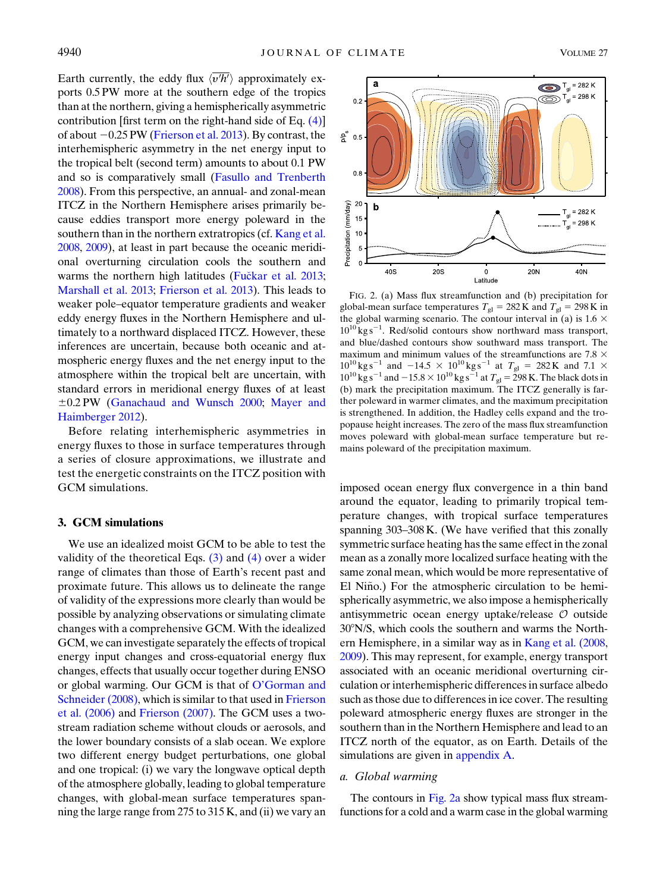Earth currently, the eddy flux $\langle \overline{v'h'} \rangle$ approximately exports 0.5 PW more at the southern edge of the tropics than at the northern, giving a hemispherically asymmetric contribution [first term on the right-hand side of Eq. (4)] of about −0.25 PW (Frierson et al. 2013). By contrast, the interhemispheric asymmetry in the net energy input to the tropical belt (second term) amounts to about 0.1 PW and so is comparatively small (Fasullo and Trenberth 2008). From this perspective, an annual- and zonal-mean ITCZ in the Northern Hemisphere arises primarily because eddies transport more energy poleward in the southern than in the northern extratropics (cf. Kang et al. 2008, 2009), at least in part because the oceanic meridional overturning circulation cools the southern and warms the northern high latitudes (Fučkar et al. 2013; Marshall et al. 2013; Frierson et al. 2013). This leads to weaker pole–equator temperature gradients and weaker eddy energy fluxes in the Northern Hemisphere and ultimately to a northward displaced ITCZ. However, these inferences are uncertain, because both oceanic and atmospheric energy fluxes and the net energy input to the atmosphere within the tropical belt are uncertain, with standard errors in meridional energy fluxes of at least ±0.2 PW (Ganachaud and Wunsch 2000; Mayer and Haimberger 2012).

Before relating interhemispheric asymmetries in energy fluxes to those in surface temperatures through a series of closure approximations, we illustrate and test the energetic constraints on the ITCZ position with GCM simulations.

## 3. GCM simulations

We use an idealized moist GCM to be able to test the validity of the theoretical Eqs. (3) and (4) over a wider range of climates than those of Earth's recent past and proximate future. This allows us to delineate the range of validity of the expressions more clearly than would be possible by analyzing observations or simulating climate changes with a comprehensive GCM. With the idealized GCM, we can investigate separately the effects of tropical energy input changes and cross-equatorial energy flux changes, effects that usually occur together during ENSO or global warming. Our GCM is that of O'Gorman and Schneider (2008), which is similar to that used in Frierson et al. (2006) and Frierson (2007). The GCM uses a two-stream radiation scheme without clouds or aerosols, and the lower boundary consists of a slab ocean. We explore two different energy budget perturbations, one global and one tropical: (i) we vary the longwave optical depth of the atmosphere globally, leading to global temperature changes, with global-mean surface temperatures spanning the large range from 275 to 315 K, and (ii) we vary an imposed ocean energy flux convergence in a thin band around the equator, leading to primarily tropical temperature changes, with tropical surface temperatures spanning 303–308 K. (We have verified that this zonally symmetric surface heating has the same effect in the zonal mean as a zonally more localized surface heating with the same zonal mean, which would be more representative of El Niño.) For the atmospheric circulation to be hemispherically asymmetric, we also impose a hemispherically antisymmetric ocean energy uptake/release $\mathcal{O}$ outside 30°N/S, which cools the southern and warms the Northern Hemisphere, in a similar way as in Kang et al. (2008, 2009). This may represent, for example, energy transport associated with an oceanic meridional overturning circulation or interhemispheric differences in surface albedo such as those due to differences in ice cover. The resulting poleward atmospheric energy fluxes are stronger in the southern than in the Northern Hemisphere and lead to an ITCZ north of the equator, as on Earth. Details of the simulations are given in appendix A.

FIG. 2. (a) Mass flux streamfunction and (b) precipitation for global-mean surface temperatures $T_{gl} = 282$ K and $T_{gl} = 298$ K in the global warming scenario. The contour interval in (a) is $1.6 \times 10^{10}$ kg s$^{-1}$. Red/solid contours show northward mass transport, and blue/dashed contours show southward mass transport. The maximum and minimum values of the streamfunctions are $7.8 \times 10^{10}$ kg s$^{-1}$ and $-14.5 \times 10^{10}$ kg s$^{-1}$ at $T_{gl} = 282$ K and $7.1 \times 10^{10}$ kg s$^{-1}$ and $-15.8 \times 10^{10}$ kg s$^{-1}$ at $T_{gl} = 298$ K. The black dots in (b) mark the precipitation maximum. The ITCZ generally is farther poleward in warmer climates, and the maximum precipitation is strengthened. In addition, the Hadley cells expand and the tropopause height increases. The zero of the mass flux streamfunction moves poleward with global-mean surface temperature but remains poleward of the precipitation maximum.

### a. Global warming

The contours in Fig. 2a show typical mass flux streamfunctions for a cold and a warm case in the global warming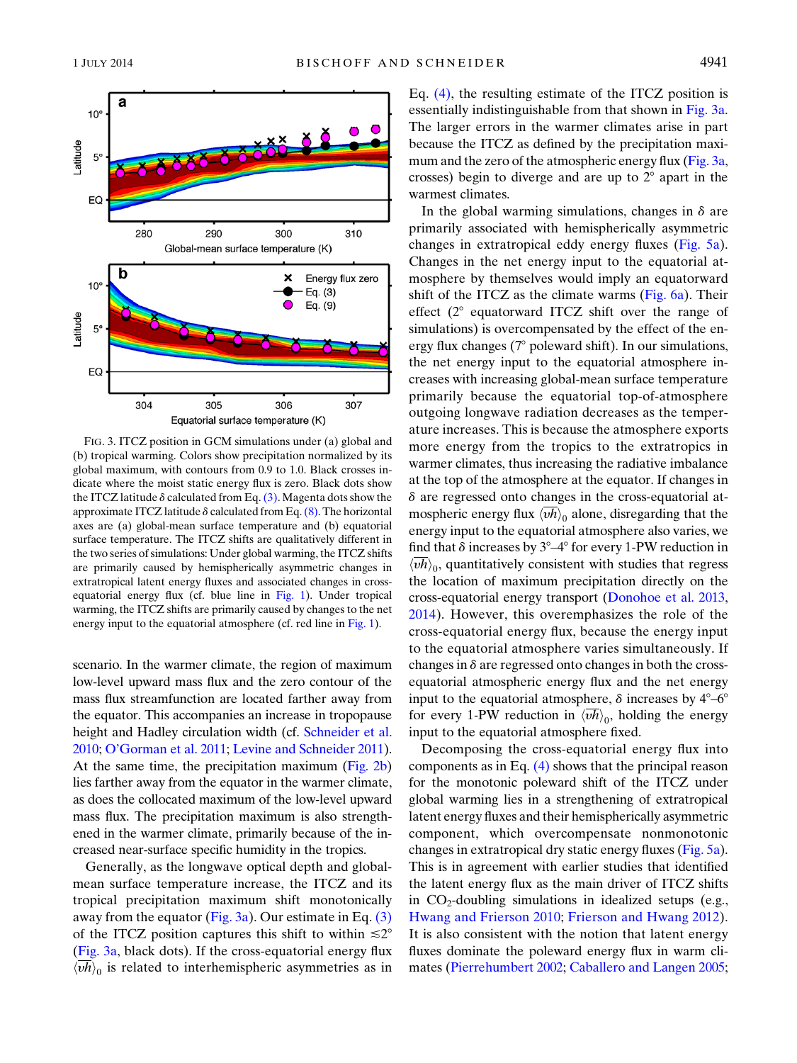FIG. 3. ITCZ position in GCM simulations under (a) global and (b) tropical warming. Colors show precipitation normalized by its global maximum, with contours from 0.9 to 1.0. Black crosses indicate where the moist static energy flux is zero. Black dots show the ITCZ latitude $\delta$ calculated from Eq. (3). Magenta dots show the approximate ITCZ latitude $\delta$ calculated from Eq. (8). The horizontal axes are (a) global-mean surface temperature and (b) equatorial surface temperature. The ITCZ shifts are qualitatively different in the two series of simulations: Under global warming, the ITCZ shifts are primarily caused by hemispherically asymmetric changes in extratropical latent energy fluxes and associated changes in cross-equatorial energy flux (cf. blue line in Fig. 1). Under tropical warming, the ITCZ shifts are primarily caused by changes to the net energy input to the equatorial atmosphere (cf. red line in Fig. 1).

scenario. In the warmer climate, the region of maximum low-level upward mass flux and the zero contour of the mass flux streamfunction are located farther away from the equator. This accompanies an increase in tropopause height and Hadley circulation width (cf. Schneider et al. 2010; O'Gorman et al. 2011; Levine and Schneider 2011). At the same time, the precipitation maximum (Fig. 2b) lies farther away from the equator in the warmer climate, as does the collocated maximum of the low-level upward mass flux. The precipitation maximum is also strengthened in the warmer climate, primarily because of the increased near-surface specific humidity in the tropics.

Generally, as the longwave optical depth and global-mean surface temperature increase, the ITCZ and its tropical precipitation maximum shift monotonically away from the equator (Fig. 3a). Our estimate in Eq. (3) of the ITCZ position captures this shift to within $\lesssim 2°$ (Fig. 3a, black dots). If the cross-equatorial energy flux $\langle \overline{vh} \rangle_0$ is related to interhemispheric asymmetries as in Eq. (4), the resulting estimate of the ITCZ position is essentially indistinguishable from that shown in Fig. 3a. The larger errors in the warmer climates arise in part because the ITCZ as defined by the precipitation maximum and the zero of the atmospheric energy flux (Fig. 3a, crosses) begin to diverge and are up to 2° apart in the warmest climates.

In the global warming simulations, changes in $\delta$ are primarily associated with hemispherically asymmetric changes in extratropical eddy energy fluxes (Fig. 5a). Changes in the net energy input to the equatorial atmosphere by themselves would imply an equatorward shift of the ITCZ as the climate warms (Fig. 6a). Their effect (2° equatorward ITCZ shift over the range of simulations) is overcompensated by the effect of the energy flux changes (7° poleward shift). In our simulations, the net energy input to the equatorial atmosphere increases with increasing global-mean surface temperature primarily because the equatorial top-of-atmosphere outgoing longwave radiation decreases as the temperature increases. This is because the atmosphere exports more energy from the tropics to the extratropics in warmer climates, thus increasing the radiative imbalance at the top of the atmosphere at the equator. If changes in $\delta$ are regressed onto changes in the cross-equatorial atmospheric energy flux $\langle \overline{vh} \rangle_0$ alone, disregarding that the energy input to the equatorial atmosphere also varies, we find that $\delta$ increases by 3°–4° for every 1-PW reduction in $\langle \overline{vh} \rangle_0$, quantitatively consistent with studies that regress the location of maximum precipitation directly on the cross-equatorial energy transport (Donohoe et al. 2013, 2014). However, this overemphasizes the role of the cross-equatorial energy flux, because the energy input to the equatorial atmosphere varies simultaneously. If changes in $\delta$ are regressed onto changes in both the cross-equatorial atmospheric energy flux and the net energy input to the equatorial atmosphere, $\delta$ increases by 4°–6° for every 1-PW reduction in $\langle \overline{vh} \rangle_0$, holding the energy input to the equatorial atmosphere fixed.

Decomposing the cross-equatorial energy flux into components as in Eq. (4) shows that the principal reason for the monotonic poleward shift of the ITCZ under global warming lies in a strengthening of extratropical latent energy fluxes and their hemispherically asymmetric component, which overcompensate nonmonotonic changes in extratropical dry static energy fluxes (Fig. 5a). This is in agreement with earlier studies that identified the latent energy flux as the main driver of ITCZ shifts in $CO_2$-doubling simulations in idealized setups (e.g., Hwang and Frierson 2010; Frierson and Hwang 2012). It is also consistent with the notion that latent energy fluxes dominate the poleward energy flux in warm climates (Pierrehumbert 2002; Caballero and Langen 2005;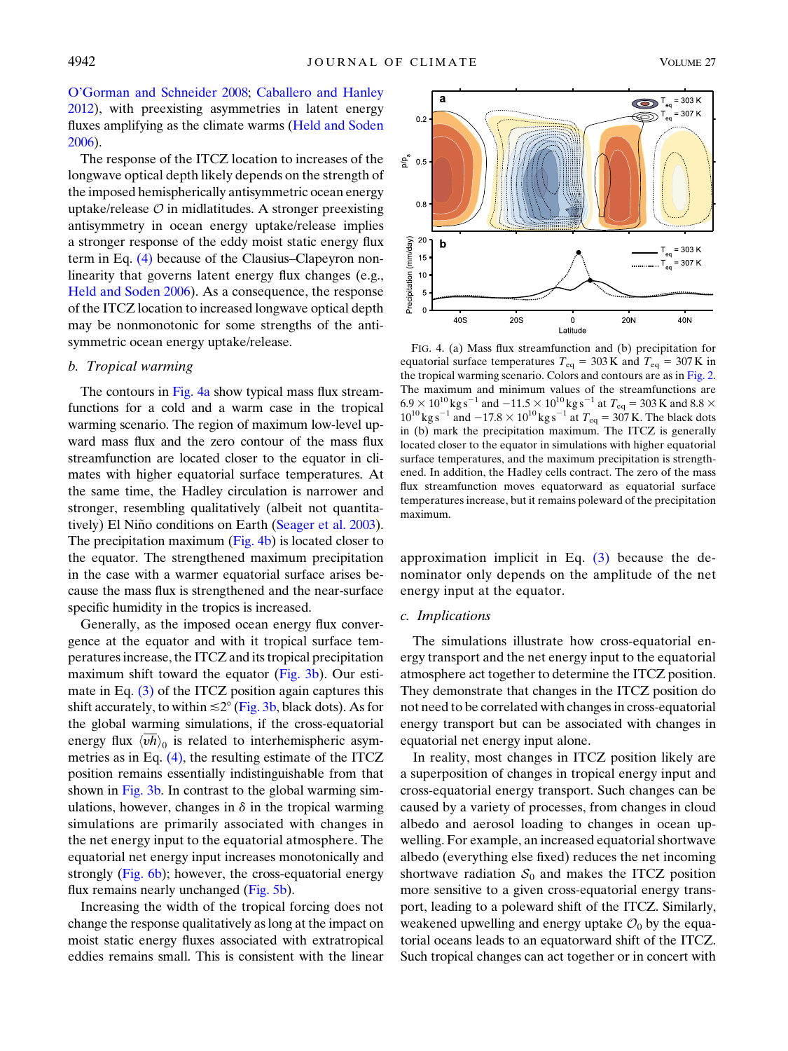O'Gorman and Schneider 2008; Caballero and Hanley 2012), with preexisting asymmetries in latent energy fluxes amplifying as the climate warms (Held and Soden 2006).

The response of the ITCZ location to increases of the longwave optical depth likely depends on the strength of the imposed hemispherically antisymmetric ocean energy uptake/release $\mathcal{O}$ in midlatitudes. A stronger preexisting antisymmetry in ocean energy uptake/release implies a stronger response of the eddy moist static energy flux term in Eq. (4) because of the Clausius–Clapeyron nonlinearity that governs latent energy flux changes (e.g., Held and Soden 2006). As a consequence, the response of the ITCZ location to increased longwave optical depth may be nonmonotonic for some strengths of the antisymmetric ocean energy uptake/release.

### b. Tropical warming

The contours in Fig. 4a show typical mass flux streamfunctions for a cold and a warm case in the tropical warming scenario. The region of maximum low-level upward mass flux and the zero contour of the mass flux streamfunction are located closer to the equator in climates with higher equatorial surface temperatures. At the same time, the Hadley circulation is narrower and stronger, resembling qualitatively (albeit not quantitatively) El Niño conditions on Earth (Seager et al. 2003). The precipitation maximum (Fig. 4b) is located closer to the equator. The strengthened maximum precipitation in the case with a warmer equatorial surface temperature arises because the mass flux is strengthened and the near-surface specific humidity in the tropics is increased.

Generally, as the imposed ocean energy flux convergence at the equator and with it tropical surface temperatures increase, the ITCZ and its tropical precipitation maximum shift toward the equator (Fig. 3b). Our estimate in Eq. (3) of the ITCZ position again captures this shift accurately, to within $\lesssim 2°$ (Fig. 3b, black dots). As for the global warming simulations, if the cross-equatorial energy flux $\langle \overline{vh} \rangle_0$ is related to interhemispheric asymmetries as in Eq. (4), the resulting estimate of the ITCZ position remains essentially indistinguishable from that shown in Fig. 3b. In contrast to the global warming simulations, however, changes in $\delta$ in the tropical warming simulations are primarily associated with changes in the net energy input to the equatorial atmosphere. The equatorial net energy input increases monotonically and strongly (Fig. 6b); however, the cross-equatorial energy flux remains nearly unchanged (Fig. 5b).

Increasing the width of the tropical forcing does not change the response qualitatively as long at the impact on moist static energy fluxes associated with extratropical eddies remains small. This is consistent with the linear approximation implicit in Eq. (3) because the denominator only depends on the amplitude of the net energy input at the equator.

FIG. 4. (a) Mass flux streamfunction and (b) precipitation for equatorial surface temperatures $T_{eq} = 303$ K and $T_{eq} = 307$ K in the tropical warming scenario. Colors and contours are as in Fig. 2. The maximum and minimum values of the streamfunctions are $6.9 \times 10^{10}$ kg s$^{-1}$ and $-11.5 \times 10^{10}$ kg s$^{-1}$ at $T_{eq} = 303$ K and $8.8 \times 10^{10}$ kg s$^{-1}$ and $-17.8 \times 10^{10}$ kg s$^{-1}$ at $T_{eq} = 307$ K. The black dots in (b) mark the precipitation maximum. The ITCZ is generally located closer to the equator in simulations with higher equatorial surface temperatures, and the maximum precipitation is strengthened. In addition, the Hadley cells contract. The zero of the mass flux streamfunction moves equatorward as equatorial surface temperatures increase, but it remains poleward of the precipitation maximum.

### c. Implications

The simulations illustrate how cross-equatorial energy transport and the net energy input to the equatorial atmosphere act together to determine the ITCZ position. They demonstrate that changes in the ITCZ position do not need to be correlated with changes in cross-equatorial energy transport but can be associated with changes in equatorial net energy input alone.

In reality, most changes in ITCZ position likely are a superposition of changes in tropical energy input and cross-equatorial energy transport. Such changes can be caused by a variety of processes, from changes in cloud albedo and aerosol loading to changes in ocean upwelling. For example, an increased equatorial shortwave albedo (everything else fixed) reduces the net incoming shortwave radiation $\mathcal{S}_0$ and makes the ITCZ position more sensitive to a given cross-equatorial energy transport, leading to a poleward shift of the ITCZ. Similarly, weakened upwelling and energy uptake $\mathcal{O}_0$ by the equatorial oceans leads to an equatorward shift of the ITCZ. Such tropical changes can act together or in concert with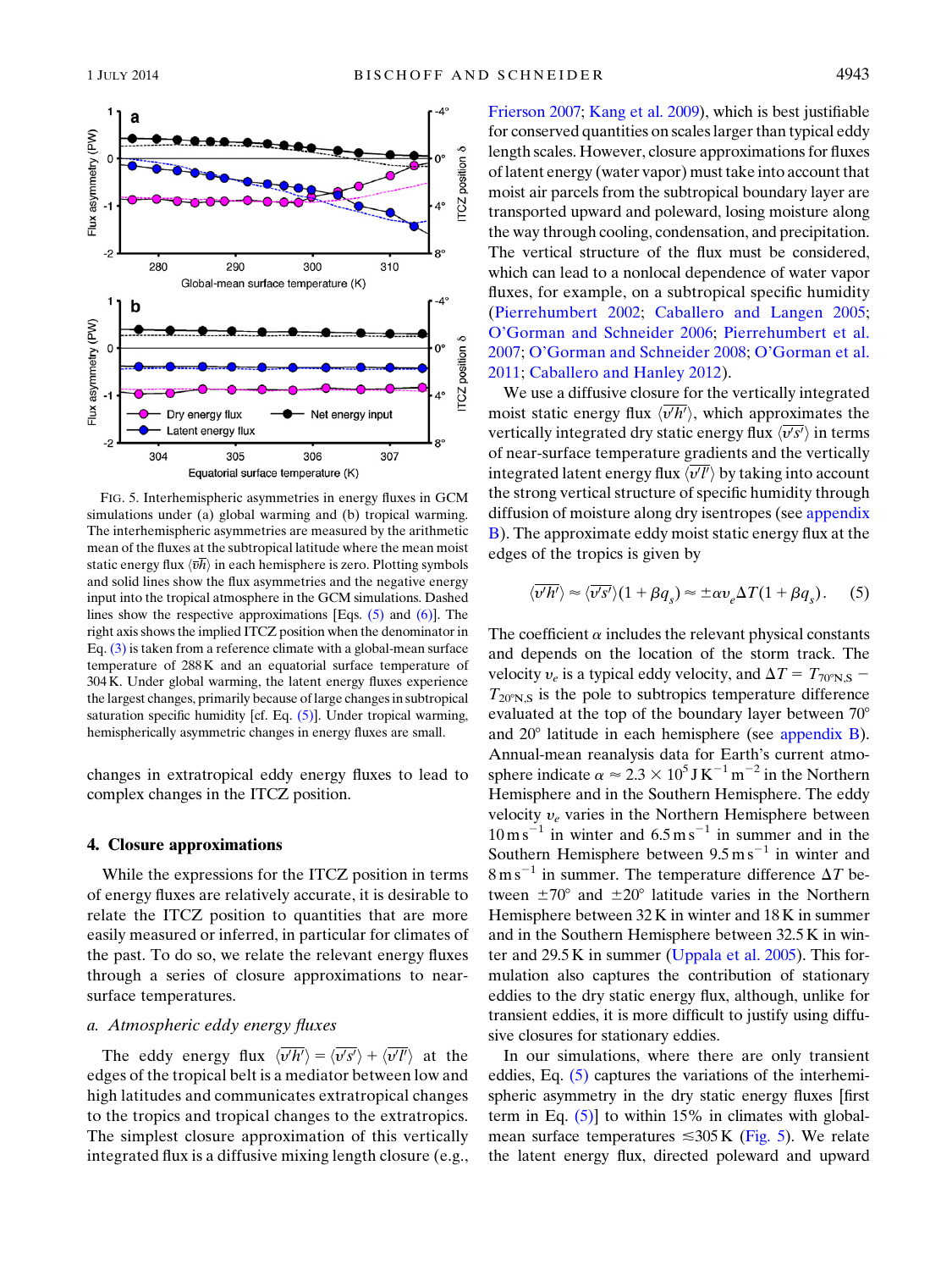FIG. 5. Interhemispheric asymmetries in energy fluxes in GCM simulations under (a) global warming and (b) tropical warming. The interhemispheric asymmetries are measured by the arithmetic mean of the fluxes at the subtropical latitude where the mean moist static energy flux $\langle \overline{vh} \rangle$ in each hemisphere is zero. Plotting symbols and solid lines show the flux asymmetries and the negative energy input into the tropical atmosphere in the GCM simulations. Dashed lines show the respective approximations [Eqs. (5) and (6)]. The right axis shows the implied ITCZ position when the denominator in Eq. (3) is taken from a reference climate with a global-mean surface temperature of 288 K and an equatorial surface temperature of 304 K. Under global warming, the latent energy fluxes experience the largest changes, primarily because of large changes in subtropical saturation specific humidity [cf. Eq. (5)]. Under tropical warming, hemispherically asymmetric changes in energy fluxes are small.

changes in extratropical eddy energy fluxes to lead to complex changes in the ITCZ position.

## 4. Closure approximations

While the expressions for the ITCZ position in terms of energy fluxes are relatively accurate, it is desirable to relate the ITCZ position to quantities that are more easily measured or inferred, in particular for climates of the past. To do so, we relate the relevant energy fluxes through a series of closure approximations to near-surface temperatures.

### *a. Atmospheric eddy energy fluxes*

The eddy energy flux $\langle \overline{v'h'} \rangle = \langle \overline{v's'} \rangle + \langle \overline{v'l'} \rangle$ at the edges of the tropical belt is a mediator between low and high latitudes and communicates extratropical changes to the tropics and tropical changes to the extratropics. The simplest closure approximation of this vertically integrated flux is a diffusive mixing length closure (e.g., Frierson 2007; Kang et al. 2009), which is best justifiable for conserved quantities on scales larger than typical eddy length scales. However, closure approximations for fluxes of latent energy (water vapor) must take into account that moist air parcels from the subtropical boundary layer are transported upward and poleward, losing moisture along the way through cooling, condensation, and precipitation. The vertical structure of the flux must be considered, which can lead to a nonlocal dependence of water vapor fluxes, for example, on a subtropical specific humidity (Pierrehumbert 2002; Caballero and Langen 2005; O'Gorman and Schneider 2006; Pierrehumbert et al. 2007; O'Gorman and Schneider 2008; O'Gorman et al. 2011; Caballero and Hanley 2012).

We use a diffusive closure for the vertically integrated moist static energy flux $\langle \overline{v'h'} \rangle$, which approximates the vertically integrated dry static energy flux $\langle \overline{v's'} \rangle$ in terms of near-surface temperature gradients and the vertically integrated latent energy flux $\langle \overline{v'l'} \rangle$ by taking into account the strong vertical structure of specific humidity through diffusion of moisture along dry isentropes (see appendix B). The approximate eddy moist static energy flux at the edges of the tropics is given by

$$\langle \overline{v'h'} \rangle \approx \langle \overline{v's'} \rangle (1 + \beta q_s) \approx \pm \alpha v_e \Delta T (1 + \beta q_s). \quad (5)$$

The coefficient $\alpha$ includes the relevant physical constants and depends on the location of the storm track. The velocity $v_e$ is a typical eddy velocity, and $\Delta T = T_{70°\mathrm{N,S}} - T_{20°\mathrm{N,S}}$ is the pole to subtropics temperature difference evaluated at the top of the boundary layer between 70° and 20° latitude in each hemisphere (see appendix B). Annual-mean reanalysis data for Earth's current atmosphere indicate $\alpha \approx 2.3 \times 10^5\ \mathrm{J\,K^{-1}\,m^{-2}}$ in the Northern Hemisphere and in the Southern Hemisphere. The eddy velocity $v_e$ varies in the Northern Hemisphere between $10\ \mathrm{m\,s^{-1}}$ in winter and $6.5\ \mathrm{m\,s^{-1}}$ in summer and in the Southern Hemisphere between $9.5\ \mathrm{m\,s^{-1}}$ in winter and $8\ \mathrm{m\,s^{-1}}$ in summer. The temperature difference $\Delta T$ between ±70° and ±20° latitude varies in the Northern Hemisphere between 32 K in winter and 18 K in summer and in the Southern Hemisphere between 32.5 K in winter and 29.5 K in summer (Uppala et al. 2005). This formulation also captures the contribution of stationary eddies to the dry static energy flux, although, unlike for transient eddies, it is more difficult to justify using diffusive closures for stationary eddies.

In our simulations, where there are only transient eddies, Eq. (5) captures the variations of the interhemispheric asymmetry in the dry static energy fluxes [first term in Eq. (5)] to within 15% in climates with global-mean surface temperatures $\lesssim$305 K (Fig. 5). We relate the latent energy flux, directed poleward and upward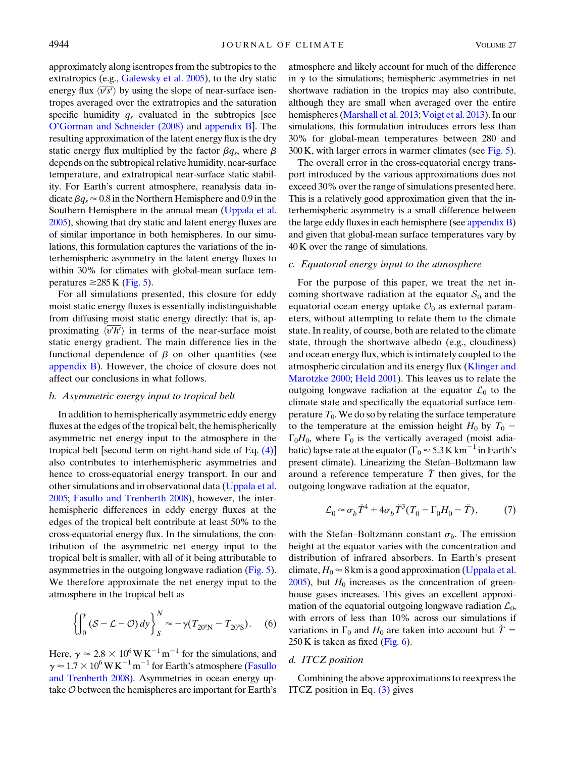approximately along isentropes from the subtropics to the extratropics (e.g., Galewsky et al. 2005), to the dry static energy flux $\langle \overline{v's'} \rangle$ by using the slope of near-surface isentropes averaged over the extratropics and the saturation specific humidity $q_s$ evaluated in the subtropics [see O'Gorman and Schneider (2008) and appendix B]. The resulting approximation of the latent energy flux is the dry static energy flux multiplied by the factor $\beta q_s$, where $\beta$ depends on the subtropical relative humidity, near-surface temperature, and extratropical near-surface static stability. For Earth's current atmosphere, reanalysis data indicate $\beta q_s \approx 0.8$ in the Northern Hemisphere and 0.9 in the Southern Hemisphere in the annual mean (Uppala et al. 2005), showing that dry static and latent energy fluxes are of similar importance in both hemispheres. In our simulations, this formulation captures the variations of the interhemispheric asymmetry in the latent energy fluxes to within 30% for climates with global-mean surface temperatures $\gtrsim$285 K (Fig. 5).

For all simulations presented, this closure for eddy moist static energy fluxes is essentially indistinguishable from diffusing moist static energy directly: that is, approximating $\langle \overline{v'h'} \rangle$ in terms of the near-surface moist static energy gradient. The main difference lies in the functional dependence of $\beta$ on other quantities (see appendix B). However, the choice of closure does not affect our conclusions in what follows.

### b. Asymmetric energy input to tropical belt

In addition to hemispherically asymmetric eddy energy fluxes at the edges of the tropical belt, the hemispherically asymmetric net energy input to the atmosphere in the tropical belt [second term on right-hand side of Eq. (4)] also contributes to interhemispheric asymmetries and hence to cross-equatorial energy transport. In our and other simulations and in observational data (Uppala et al. 2005; Fasullo and Trenberth 2008), however, the interhemispheric differences in eddy energy fluxes at the edges of the tropical belt contribute at least 50% to the cross-equatorial energy flux. In the simulations, the contribution of the asymmetric net energy input to the tropical belt is smaller, with all of it being attributable to asymmetries in the outgoing longwave radiation (Fig. 5). We therefore approximate the net energy input to the atmosphere in the tropical belt as

$$\left\{ \int_0^y (\mathcal{S} - \mathcal{L} - \mathcal{O})\, dy \right\}_S^N \approx -\gamma (T_{20°\mathrm{N}} - T_{20°\mathrm{S}}). \qquad (6)$$

Here, $\gamma \approx 2.8 \times 10^6\,\mathrm{W\,K^{-1}\,m^{-1}}$ for the simulations, and $\gamma \approx 1.7 \times 10^6\,\mathrm{W\,K^{-1}\,m^{-1}}$ for Earth's atmosphere (Fasullo and Trenberth 2008). Asymmetries in ocean energy uptake $\mathcal{O}$ between the hemispheres are important for Earth's atmosphere and likely account for much of the difference in $\gamma$ to the simulations; hemispheric asymmetries in net shortwave radiation in the tropics may also contribute, although they are small when averaged over the entire hemispheres (Marshall et al. 2013; Voigt et al. 2013). In our simulations, this formulation introduces errors less than 30% for global-mean temperatures between 280 and 300 K, with larger errors in warmer climates (see Fig. 5).

The overall error in the cross-equatorial energy transport introduced by the various approximations does not exceed 30% over the range of simulations presented here. This is a relatively good approximation given that the interhemispheric asymmetry is a small difference between the large eddy fluxes in each hemisphere (see appendix B) and given that global-mean surface temperatures vary by 40 K over the range of simulations.

### c. Equatorial energy input to the atmosphere

For the purpose of this paper, we treat the net incoming shortwave radiation at the equator $\mathcal{S}_0$ and the equatorial ocean energy uptake $\mathcal{O}_0$ as external parameters, without attempting to relate them to the climate state. In reality, of course, both are related to the climate state, through the shortwave albedo (e.g., cloudiness) and ocean energy flux, which is intimately coupled to the atmospheric circulation and its energy flux (Klinger and Marotzke 2000; Held 2001). This leaves us to relate the outgoing longwave radiation at the equator $\mathcal{L}_0$ to the climate state and specifically the equatorial surface temperature $T_0$. We do so by relating the surface temperature to the temperature at the emission height $H_0$ by $T_0 - \Gamma_0 H_0$, where $\Gamma_0$ is the vertically averaged (moist adiabatic) lapse rate at the equator ($\Gamma_0 \approx 5.3\,\mathrm{K\,km^{-1}}$ in Earth's present climate). Linearizing the Stefan–Boltzmann law around a reference temperature $\check{T}$ then gives, for the outgoing longwave radiation at the equator,

$$\mathcal{L}_0 \approx \sigma_b \check{T}^4 + 4\sigma_b \check{T}^3 (T_0 - \Gamma_0 H_0 - \check{T}), \qquad (7)$$

with the Stefan–Boltzmann constant $\sigma_b$. The emission height at the equator varies with the concentration and distribution of infrared absorbers. In Earth's present climate, $H_0 \approx 8$ km is a good approximation (Uppala et al. 2005), but $H_0$ increases as the concentration of greenhouse gases increases. This gives an excellent approximation of the equatorial outgoing longwave radiation $\mathcal{L}_0$, with errors of less than 10% across our simulations if variations in $\Gamma_0$ and $H_0$ are taken into account but $\check{T} = 250$ K is taken as fixed (Fig. 6).

### d. ITCZ position

Combining the above approximations to reexpress the ITCZ position in Eq. (3) gives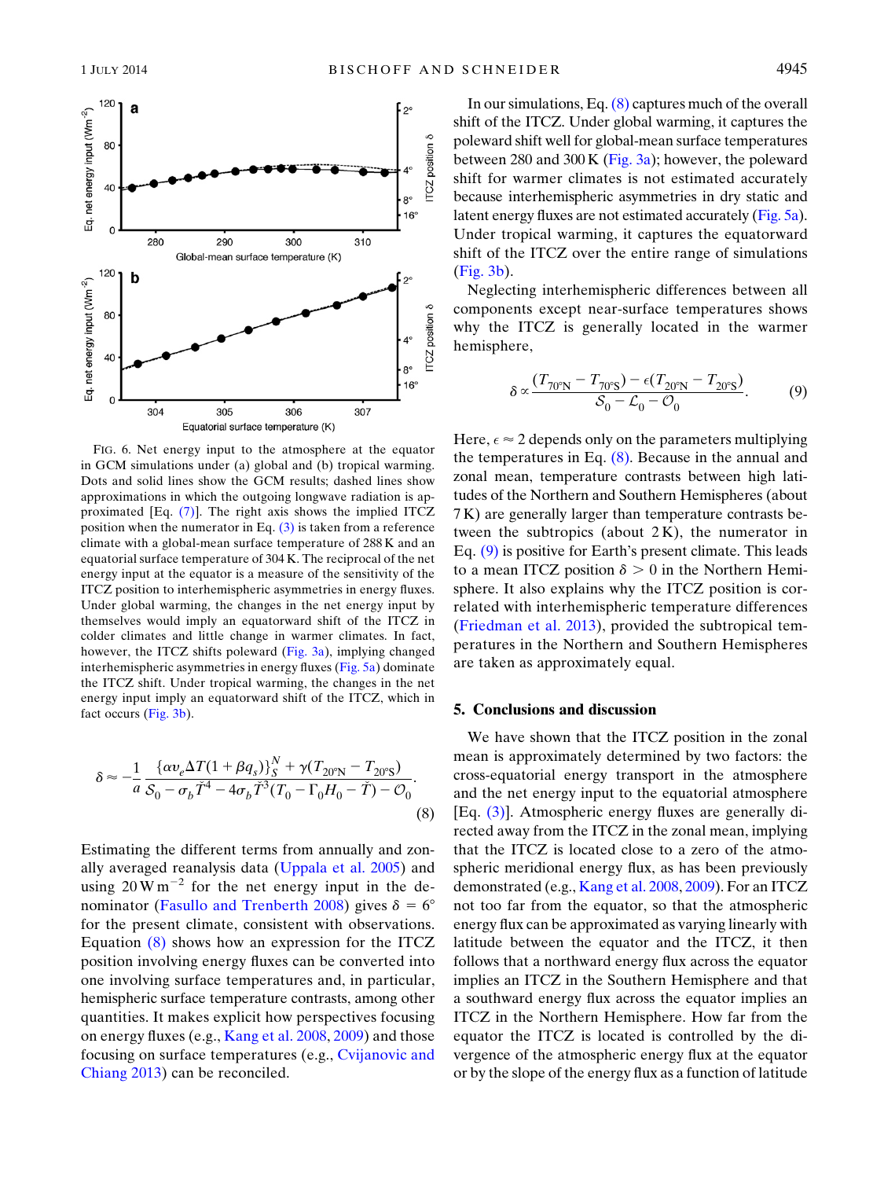FIG. 6. Net energy input to the atmosphere at the equator in GCM simulations under (a) global and (b) tropical warming. Dots and solid lines show the GCM results; dashed lines show approximations in which the outgoing longwave radiation is approximated [Eq. (7)]. The right axis shows the implied ITCZ position when the numerator in Eq. (3) is taken from a reference climate with a global-mean surface temperature of 288 K and an equatorial surface temperature of 304 K. The reciprocal of the net energy input at the equator is a measure of the sensitivity of the ITCZ position to interhemispheric asymmetries in energy fluxes. Under global warming, the changes in the net energy input by themselves would imply an equatorward shift of the ITCZ in colder climates and little change in warmer climates. In fact, however, the ITCZ shifts poleward (Fig. 3a), implying changed interhemispheric asymmetries in energy fluxes (Fig. 5a) dominate the ITCZ shift. Under tropical warming, the changes in the net energy input imply an equatorward shift of the ITCZ, which in fact occurs (Fig. 3b).

$$\delta \approx -\frac{1}{a}\frac{\{\alpha v_e \Delta T(1+\beta q_s)\}_S^N + \gamma(T_{20°\mathrm{N}} - T_{20°\mathrm{S}})}{\mathcal{S}_0 - \sigma_b \tilde{T}^4 - 4\sigma_b \tilde{T}^3(T_0 - \Gamma_0 H_0 - \tilde{T}) - \mathcal{O}_0}. \tag{8}$$

Estimating the different terms from annually and zonally averaged reanalysis data (Uppala et al. 2005) and using $20\,\mathrm{W\,m^{-2}}$ for the net energy input in the denominator (Fasullo and Trenberth 2008) gives $\delta = 6°$ for the present climate, consistent with observations. Equation (8) shows how an expression for the ITCZ position involving energy fluxes can be converted into one involving surface temperatures and, in particular, hemispheric surface temperature contrasts, among other quantities. It makes explicit how perspectives focusing on energy fluxes (e.g., Kang et al. 2008, 2009) and those focusing on surface temperatures (e.g., Cvijanovic and Chiang 2013) can be reconciled.

In our simulations, Eq. (8) captures much of the overall shift of the ITCZ. Under global warming, it captures the poleward shift well for global-mean surface temperatures between 280 and 300 K (Fig. 3a); however, the poleward shift for warmer climates is not estimated accurately because interhemispheric asymmetries in dry static and latent energy fluxes are not estimated accurately (Fig. 5a). Under tropical warming, it captures the equatorward shift of the ITCZ over the entire range of simulations (Fig. 3b).

Neglecting interhemispheric differences between all components except near-surface temperatures shows why the ITCZ is generally located in the warmer hemisphere,

$$\delta \propto \frac{(T_{70°\mathrm{N}} - T_{70°\mathrm{S}}) - \epsilon(T_{20°\mathrm{N}} - T_{20°\mathrm{S}})}{\mathcal{S}_0 - \mathcal{L}_0 - \mathcal{O}_0}. \tag{9}$$

Here, $\epsilon \approx 2$ depends only on the parameters multiplying the temperatures in Eq. (8). Because in the annual and zonal mean, temperature contrasts between high latitudes of the Northern and Southern Hemispheres (about 7 K) are generally larger than temperature contrasts between the subtropics (about 2 K), the numerator in Eq. (9) is positive for Earth's present climate. This leads to a mean ITCZ position $\delta > 0$ in the Northern Hemisphere. It also explains why the ITCZ position is correlated with interhemispheric temperature differences (Friedman et al. 2013), provided the subtropical temperatures in the Northern and Southern Hemispheres are taken as approximately equal.

## 5. Conclusions and discussion

We have shown that the ITCZ position in the zonal mean is approximately determined by two factors: the cross-equatorial energy transport in the atmosphere and the net energy input to the equatorial atmosphere [Eq. (3)]. Atmospheric energy fluxes are generally directed away from the ITCZ in the zonal mean, implying that the ITCZ is located close to a zero of the atmospheric meridional energy flux, as has been previously demonstrated (e.g., Kang et al. 2008, 2009). For an ITCZ not too far from the equator, so that the atmospheric energy flux can be approximated as varying linearly with latitude between the equator and the ITCZ, it then follows that a northward energy flux across the equator implies an ITCZ in the Southern Hemisphere and that a southward energy flux across the equator implies an ITCZ in the Northern Hemisphere. How far from the equator the ITCZ is located is controlled by the divergence of the atmospheric energy flux at the equator or by the slope of the energy flux as a function of latitude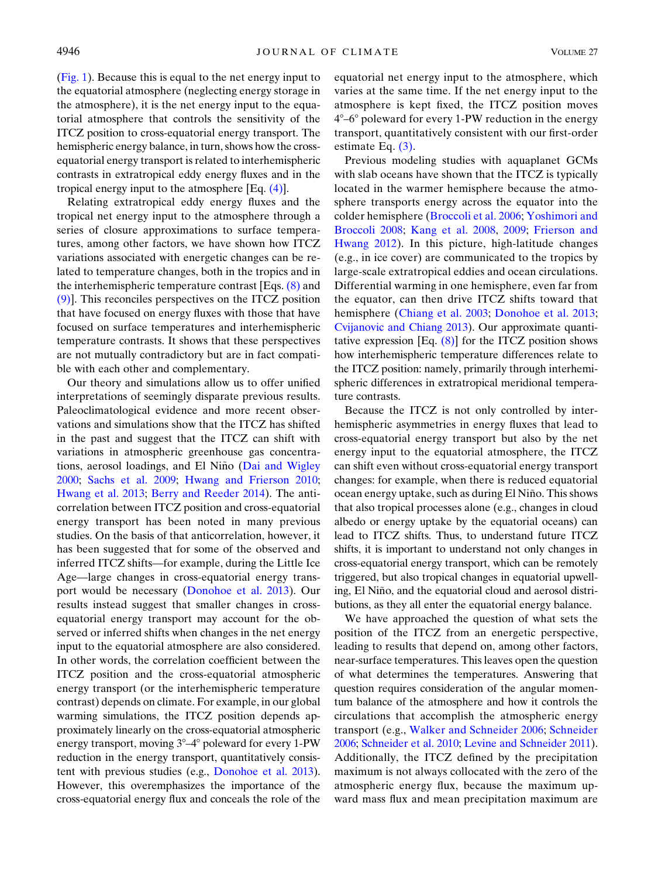(Fig. 1). Because this is equal to the net energy input to the equatorial atmosphere (neglecting energy storage in the atmosphere), it is the net energy input to the equatorial atmosphere that controls the sensitivity of the ITCZ position to cross-equatorial energy transport. The hemispheric energy balance, in turn, shows how the cross-equatorial energy transport is related to interhemispheric contrasts in extratropical eddy energy fluxes and in the tropical energy input to the atmosphere [Eq. (4)].

Relating extratropical eddy energy fluxes and the tropical net energy input to the atmosphere through a series of closure approximations to surface temperatures, among other factors, we have shown how ITCZ variations associated with energetic changes can be related to temperature changes, both in the tropics and in the interhemispheric temperature contrast [Eqs. (8) and (9)]. This reconciles perspectives on the ITCZ position that have focused on energy fluxes with those that have focused on surface temperatures and interhemispheric temperature contrasts. It shows that these perspectives are not mutually contradictory but are in fact compatible with each other and complementary.

Our theory and simulations allow us to offer unified interpretations of seemingly disparate previous results. Paleoclimatological evidence and more recent observations and simulations show that the ITCZ has shifted in the past and suggest that the ITCZ can shift with variations in atmospheric greenhouse gas concentrations, aerosol loadings, and El Niño (Dai and Wigley 2000; Sachs et al. 2009; Hwang and Frierson 2010; Hwang et al. 2013; Berry and Reeder 2014). The anticorrelation between ITCZ position and cross-equatorial energy transport has been noted in many previous studies. On the basis of that anticorrelation, however, it has been suggested that for some of the observed and inferred ITCZ shifts—for example, during the Little Ice Age—large changes in cross-equatorial energy transport would be necessary (Donohoe et al. 2013). Our results instead suggest that smaller changes in cross-equatorial energy transport may account for the observed or inferred shifts when changes in the net energy input to the equatorial atmosphere are also considered. In other words, the correlation coefficient between the ITCZ position and the cross-equatorial atmospheric energy transport (or the interhemispheric temperature contrast) depends on climate. For example, in our global warming simulations, the ITCZ position depends approximately linearly on the cross-equatorial atmospheric energy transport, moving 3°–4° poleward for every 1-PW reduction in the energy transport, quantitatively consistent with previous studies (e.g., Donohoe et al. 2013). However, this overemphasizes the importance of the cross-equatorial energy flux and conceals the role of the equatorial net energy input to the atmosphere, which varies at the same time. If the net energy input to the atmosphere is kept fixed, the ITCZ position moves 4°–6° poleward for every 1-PW reduction in the energy transport, quantitatively consistent with our first-order estimate Eq. (3).

Previous modeling studies with aquaplanet GCMs with slab oceans have shown that the ITCZ is typically located in the warmer hemisphere because the atmosphere transports energy across the equator into the colder hemisphere (Broccoli et al. 2006; Yoshimori and Broccoli 2008; Kang et al. 2008, 2009; Frierson and Hwang 2012). In this picture, high-latitude changes (e.g., in ice cover) are communicated to the tropics by large-scale extratropical eddies and ocean circulations. Differential warming in one hemisphere, even far from the equator, can then drive ITCZ shifts toward that hemisphere (Chiang et al. 2003; Donohoe et al. 2013; Cvijanovic and Chiang 2013). Our approximate quantitative expression [Eq. (8)] for the ITCZ position shows how interhemispheric temperature differences relate to the ITCZ position: namely, primarily through interhemispheric differences in extratropical meridional temperature contrasts.

Because the ITCZ is not only controlled by interhemispheric asymmetries in energy fluxes that lead to cross-equatorial energy transport but also by the net energy input to the equatorial atmosphere, the ITCZ can shift even without cross-equatorial energy transport changes: for example, when there is reduced equatorial ocean energy uptake, such as during El Niño. This shows that also tropical processes alone (e.g., changes in cloud albedo or energy uptake by the equatorial oceans) can lead to ITCZ shifts. Thus, to understand future ITCZ shifts, it is important to understand not only changes in cross-equatorial energy transport, which can be remotely triggered, but also tropical changes in equatorial upwelling, El Niño, and the equatorial cloud and aerosol distributions, as they all enter the equatorial energy balance.

We have approached the question of what sets the position of the ITCZ from an energetic perspective, leading to results that depend on, among other factors, near-surface temperatures. This leaves open the question of what determines the temperatures. Answering that question requires consideration of the angular momentum balance of the atmosphere and how it controls the circulations that accomplish the atmospheric energy transport (e.g., Walker and Schneider 2006; Schneider 2006; Schneider et al. 2010; Levine and Schneider 2011). Additionally, the ITCZ defined by the precipitation maximum is not always collocated with the zero of the atmospheric energy flux, because the maximum upward mass flux and mean precipitation maximum are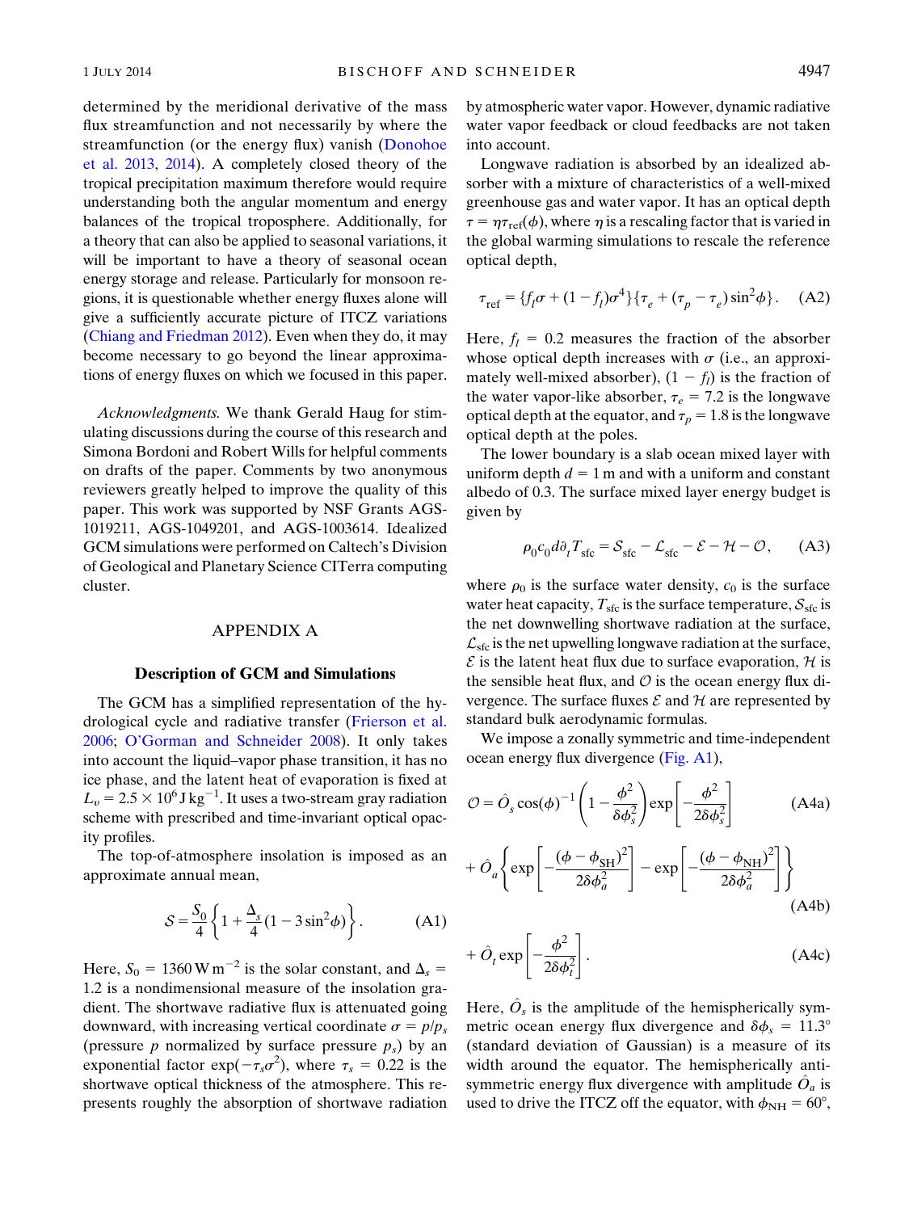determined by the meridional derivative of the mass flux streamfunction and not necessarily by where the streamfunction (or the energy flux) vanish (Donohoe et al. 2013, 2014). A completely closed theory of the tropical precipitation maximum therefore would require understanding both the angular momentum and energy balances of the tropical troposphere. Additionally, for a theory that can also be applied to seasonal variations, it will be important to have a theory of seasonal ocean energy storage and release. Particularly for monsoon regions, it is questionable whether energy fluxes alone will give a sufficiently accurate picture of ITCZ variations (Chiang and Friedman 2012). Even when they do, it may become necessary to go beyond the linear approximations of energy fluxes on which we focused in this paper.

*Acknowledgments.* We thank Gerald Haug for stimulating discussions during the course of this research and Simona Bordoni and Robert Wills for helpful comments on drafts of the paper. Comments by two anonymous reviewers greatly helped to improve the quality of this paper. This work was supported by NSF Grants AGS-1019211, AGS-1049201, and AGS-1003614. Idealized GCM simulations were performed on Caltech's Division of Geological and Planetary Science CITerra computing cluster.

## APPENDIX A

### Description of GCM and Simulations

The GCM has a simplified representation of the hydrological cycle and radiative transfer (Frierson et al. 2006; O'Gorman and Schneider 2008). It only takes into account the liquid–vapor phase transition, it has no ice phase, and the latent heat of evaporation is fixed at $L_v = 2.5 \times 10^6\,\mathrm{J\,kg^{-1}}$. It uses a two-stream gray radiation scheme with prescribed and time-invariant optical opacity profiles.

The top-of-atmosphere insolation is imposed as an approximate annual mean,

$$\mathcal{S} = \frac{S_0}{4}\left\{1 + \frac{\Delta_s}{4}(1 - 3\sin^2\phi)\right\}. \qquad \text{(A1)}$$

Here, $S_0 = 1360\,\mathrm{W\,m^{-2}}$ is the solar constant, and $\Delta_s = 1.2$ is a nondimensional measure of the insolation gradient. The shortwave radiative flux is attenuated going downward, with increasing vertical coordinate $\sigma = p/p_s$ (pressure $p$ normalized by surface pressure $p_s$) by an exponential factor $\exp(-\tau_s\sigma^2)$, where $\tau_s = 0.22$ is the shortwave optical thickness of the atmosphere. This represents roughly the absorption of shortwave radiation by atmospheric water vapor. However, dynamic radiative water vapor feedback or cloud feedbacks are not taken into account.

Longwave radiation is absorbed by an idealized absorber with a mixture of characteristics of a well-mixed greenhouse gas and water vapor. It has an optical depth $\tau = \eta\tau_{\mathrm{ref}}(\phi)$, where $\eta$ is a rescaling factor that is varied in the global warming simulations to rescale the reference optical depth,

$$\tau_{\mathrm{ref}} = \{f_l\sigma + (1 - f_l)\sigma^4\}\{\tau_e + (\tau_p - \tau_e)\sin^2\phi\}. \qquad \text{(A2)}$$

Here, $f_l = 0.2$ measures the fraction of the absorber whose optical depth increases with $\sigma$ (i.e., an approximately well-mixed absorber), $(1 - f_l)$ is the fraction of the water vapor-like absorber, $\tau_e = 7.2$ is the longwave optical depth at the equator, and $\tau_p = 1.8$ is the longwave optical depth at the poles.

The lower boundary is a slab ocean mixed layer with uniform depth $d = 1$ m and with a uniform and constant albedo of 0.3. The surface mixed layer energy budget is given by

$$\rho_0 c_0 d\partial_t T_{\mathrm{sfc}} = \mathcal{S}_{\mathrm{sfc}} - \mathcal{L}_{\mathrm{sfc}} - \mathcal{E} - \mathcal{H} - \mathcal{O}, \qquad \text{(A3)}$$

where $\rho_0$ is the surface water density, $c_0$ is the surface water heat capacity, $T_{\mathrm{sfc}}$ is the surface temperature, $\mathcal{S}_{\mathrm{sfc}}$ is the net downwelling shortwave radiation at the surface, $\mathcal{L}_{\mathrm{sfc}}$ is the net upwelling longwave radiation at the surface, $\mathcal{E}$ is the latent heat flux due to surface evaporation, $\mathcal{H}$ is the sensible heat flux, and $\mathcal{O}$ is the ocean energy flux divergence. The surface fluxes $\mathcal{E}$ and $\mathcal{H}$ are represented by standard bulk aerodynamic formulas.

We impose a zonally symmetric and time-independent ocean energy flux divergence (Fig. A1),

$$\mathcal{O} = \hat{O}_s \cos(\phi)^{-1}\left(1 - \frac{\phi^2}{\delta\phi_s^2}\right)\exp\left[-\frac{\phi^2}{2\delta\phi_s^2}\right] \qquad \text{(A4a)}$$

$$+ \hat{O}_a\left\{\exp\left[-\frac{(\phi - \phi_{\mathrm{SH}})^2}{2\delta\phi_a^2}\right] - \exp\left[-\frac{(\phi - \phi_{\mathrm{NH}})^2}{2\delta\phi_a^2}\right]\right\} \qquad \text{(A4b)}$$

$$+ \hat{O}_t \exp\left[-\frac{\phi^2}{2\delta\phi_t^2}\right]. \qquad \text{(A4c)}$$

Here, $\hat{O}_s$ is the amplitude of the hemispherically symmetric ocean energy flux divergence and $\delta\phi_s = 11.3°$ (standard deviation of Gaussian) is a measure of its width around the equator. The hemispherically antisymmetric energy flux divergence with amplitude $\hat{O}_a$ is used to drive the ITCZ off the equator, with $\phi_{\mathrm{NH}} = 60°$,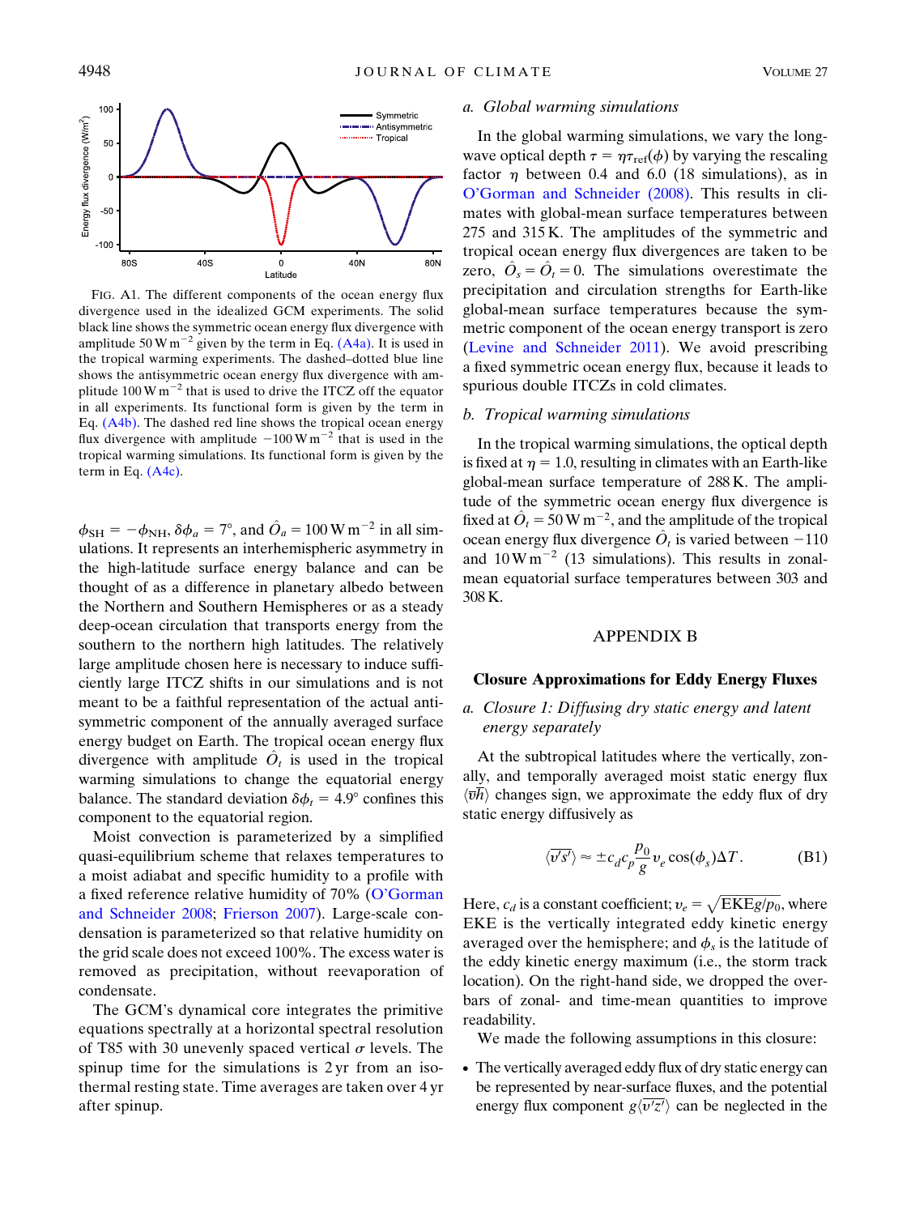FIG. A1. The different components of the ocean energy flux divergence used in the idealized GCM experiments. The solid black line shows the symmetric ocean energy flux divergence with amplitude 50 W m$^{-2}$ given by the term in Eq. (A4a). It is used in the tropical warming experiments. The dashed–dotted blue line shows the antisymmetric ocean energy flux divergence with amplitude 100 W m$^{-2}$ that is used to drive the ITCZ off the equator in all experiments. Its functional form is given by the term in Eq. (A4b). The dashed red line shows the tropical ocean energy flux divergence with amplitude −100 W m$^{-2}$ that is used in the tropical warming simulations. Its functional form is given by the term in Eq. (A4c).

$\phi_{SH} = -\phi_{NH}$, $\delta\phi_a = 7°$, and $\hat{O}_a = 100\,\mathrm{W\,m^{-2}}$ in all simulations. It represents an interhemispheric asymmetry in the high-latitude surface energy balance and can be thought of as a difference in planetary albedo between the Northern and Southern Hemispheres or as a steady deep-ocean circulation that transports energy from the southern to the northern high latitudes. The relatively large amplitude chosen here is necessary to induce sufficiently large ITCZ shifts in our simulations and is not meant to be a faithful representation of the actual antisymmetric component of the annually averaged surface energy budget on Earth. The tropical ocean energy flux divergence with amplitude $\hat{O}_t$ is used in the tropical warming simulations to change the equatorial energy balance. The standard deviation $\delta\phi_t = 4.9°$ confines this component to the equatorial region.

Moist convection is parameterized by a simplified quasi-equilibrium scheme that relaxes temperatures to a moist adiabat and specific humidity to a profile with a fixed reference relative humidity of 70% (O'Gorman and Schneider 2008; Frierson 2007). Large-scale condensation is parameterized so that relative humidity on the grid scale does not exceed 100%. The excess water is removed as precipitation, without reevaporation of condensate.

The GCM's dynamical core integrates the primitive equations spectrally at a horizontal spectral resolution of T85 with 30 unevenly spaced vertical $\sigma$ levels. The spinup time for the simulations is 2 yr from an isothermal resting state. Time averages are taken over 4 yr after spinup.

### a. Global warming simulations

In the global warming simulations, we vary the longwave optical depth $\tau = \eta\tau_{\mathrm{ref}}(\phi)$ by varying the rescaling factor $\eta$ between 0.4 and 6.0 (18 simulations), as in O'Gorman and Schneider (2008). This results in climates with global-mean surface temperatures between 275 and 315 K. The amplitudes of the symmetric and tropical ocean energy flux divergences are taken to be zero, $\hat{O}_s = \hat{O}_t = 0$. The simulations overestimate the precipitation and circulation strengths for Earth-like global-mean surface temperatures because the symmetric component of the ocean energy transport is zero (Levine and Schneider 2011). We avoid prescribing a fixed symmetric ocean energy flux, because it leads to spurious double ITCZs in cold climates.

### b. Tropical warming simulations

In the tropical warming simulations, the optical depth is fixed at $\eta = 1.0$, resulting in climates with an Earth-like global-mean surface temperature of 288 K. The amplitude of the symmetric ocean energy flux divergence is fixed at $\hat{O}_t = 50\,\mathrm{W\,m^{-2}}$, and the amplitude of the tropical ocean energy flux divergence $\hat{O}_t$ is varied between −110 and 10 W m$^{-2}$ (13 simulations). This results in zonal-mean equatorial surface temperatures between 303 and 308 K.

## APPENDIX B

## Closure Approximations for Eddy Energy Fluxes

### a. Closure 1: Diffusing dry static energy and latent energy separately

At the subtropical latitudes where the vertically, zonally, and temporally averaged moist static energy flux $\langle\overline{vh}\rangle$ changes sign, we approximate the eddy flux of dry static energy diffusively as

$$\langle\overline{v's'}\rangle \approx \pm c_d c_p \frac{p_0}{g} v_e \cos(\phi_s)\Delta T. \tag{B1}$$

Here, $c_d$ is a constant coefficient; $v_e = \sqrt{\mathrm{EKE}g/p_0}$, where EKE is the vertically integrated eddy kinetic energy averaged over the hemisphere; and $\phi_s$ is the latitude of the eddy kinetic energy maximum (i.e., the storm track location). On the right-hand side, we dropped the overbars of zonal- and time-mean quantities to improve readability.

We made the following assumptions in this closure:

- The vertically averaged eddy flux of dry static energy can be represented by near-surface fluxes, and the potential energy flux component $g\langle\overline{v'z'}\rangle$ can be neglected in the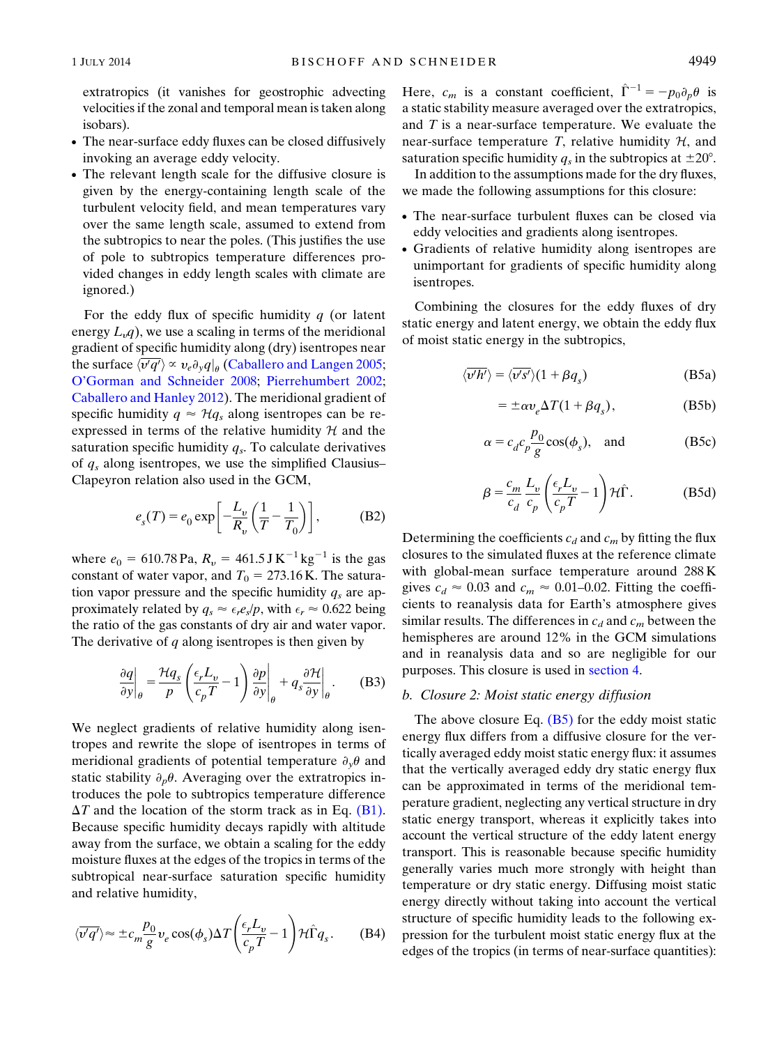extratropics (it vanishes for geostrophic advecting velocities if the zonal and temporal mean is taken along isobars).

- The near-surface eddy fluxes can be closed diffusively invoking an average eddy velocity.
- The relevant length scale for the diffusive closure is given by the energy-containing length scale of the turbulent velocity field, and mean temperatures vary over the same length scale, assumed to extend from the subtropics to near the poles. (This justifies the use of pole to subtropics temperature differences provided changes in eddy length scales with climate are ignored.)

For the eddy flux of specific humidity $q$ (or latent energy $L_v q$), we use a scaling in terms of the meridional gradient of specific humidity along (dry) isentropes near the surface $\langle \overline{v'q'} \rangle \propto v_e \partial_y q|_\theta$ (Caballero and Langen 2005; O'Gorman and Schneider 2008; Pierrehumbert 2002; Caballero and Hanley 2012). The meridional gradient of specific humidity $q \approx \mathcal{H} q_s$ along isentropes can be reexpressed in terms of the relative humidity $\mathcal{H}$ and the saturation specific humidity $q_s$. To calculate derivatives of $q_s$ along isentropes, we use the simplified Clausius–Clapeyron relation also used in the GCM,

$$e_s(T) = e_0 \exp\left[-\frac{L_v}{R_v}\left(\frac{1}{T} - \frac{1}{T_0}\right)\right], \tag{B2}$$

where $e_0 = 610.78\,\mathrm{Pa}$, $R_v = 461.5\,\mathrm{J\,K^{-1}\,kg^{-1}}$ is the gas constant of water vapor, and $T_0 = 273.16\,\mathrm{K}$. The saturation vapor pressure and the specific humidity $q_s$ are approximately related by $q_s \approx \epsilon_r e_s / p$, with $\epsilon_r \approx 0.622$ being the ratio of the gas constants of dry air and water vapor. The derivative of $q$ along isentropes is then given by

$$\left.\frac{\partial q}{\partial y}\right|_\theta = \frac{\mathcal{H} q_s}{p}\left(\frac{\epsilon_r L_v}{c_p T} - 1\right)\left.\frac{\partial p}{\partial y}\right|_\theta + q_s \left.\frac{\partial \mathcal{H}}{\partial y}\right|_\theta. \tag{B3}$$

We neglect gradients of relative humidity along isentropes and rewrite the slope of isentropes in terms of meridional gradients of potential temperature $\partial_y \theta$ and static stability $\partial_p \theta$. Averaging over the extratropics introduces the pole to subtropics temperature difference $\Delta T$ and the location of the storm track as in Eq. (B1). Because specific humidity decays rapidly with altitude away from the surface, we obtain a scaling for the eddy moisture fluxes at the edges of the tropics in terms of the subtropical near-surface saturation specific humidity and relative humidity,

$$\langle \overline{v'q'} \rangle \approx \pm c_m \frac{p_0}{g} v_e \cos(\phi_s) \Delta T \left(\frac{\epsilon_r L_v}{c_p T} - 1\right) \mathcal{H} \hat{\Gamma} q_s. \tag{B4}$$

Here, $c_m$ is a constant coefficient, $\hat{\Gamma}^{-1} = -p_0 \partial_p \theta$ is a static stability measure averaged over the extratropics, and $T$ is a near-surface temperature. We evaluate the near-surface temperature $T$, relative humidity $\mathcal{H}$, and saturation specific humidity $q_s$ in the subtropics at $\pm 20°$.

In addition to the assumptions made for the dry fluxes, we made the following assumptions for this closure:

- The near-surface turbulent fluxes can be closed via eddy velocities and gradients along isentropes.
- Gradients of relative humidity along isentropes are unimportant for gradients of specific humidity along isentropes.

Combining the closures for the eddy fluxes of dry static energy and latent energy, we obtain the eddy flux of moist static energy in the subtropics,

$$\langle \overline{v'h'} \rangle = \langle \overline{v's'} \rangle (1 + \beta q_s) \tag{B5a}$$

$$= \pm \alpha v_e \Delta T (1 + \beta q_s), \tag{B5b}$$

$$\alpha = c_d c_p \frac{p_0}{g} \cos(\phi_s), \quad \text{and} \tag{B5c}$$

$$\beta = \frac{c_m}{c_d} \frac{L_v}{c_p} \left(\frac{\epsilon_r L_v}{c_p T} - 1\right) \mathcal{H} \hat{\Gamma}. \tag{B5d}$$

Determining the coefficients $c_d$ and $c_m$ by fitting the flux closures to the simulated fluxes at the reference climate with global-mean surface temperature around 288 K gives $c_d \approx 0.03$ and $c_m \approx 0.01$–$0.02$. Fitting the coefficients to reanalysis data for Earth's atmosphere gives similar results. The differences in $c_d$ and $c_m$ between the hemispheres are around 12% in the GCM simulations and in reanalysis data and so are negligible for our purposes. This closure is used in section 4.

### b. Closure 2: Moist static energy diffusion

The above closure Eq. (B5) for the eddy moist static energy flux differs from a diffusive closure for the vertically averaged eddy moist static energy flux: it assumes that the vertically averaged eddy dry static energy flux can be approximated in terms of the meridional temperature gradient, neglecting any vertical structure in dry static energy transport, whereas it explicitly takes into account the vertical structure of the eddy latent energy transport. This is reasonable because specific humidity generally varies much more strongly with height than temperature or dry static energy. Diffusing moist static energy directly without taking into account the vertical structure of specific humidity leads to the following expression for the turbulent moist static energy flux at the edges of the tropics (in terms of near-surface quantities):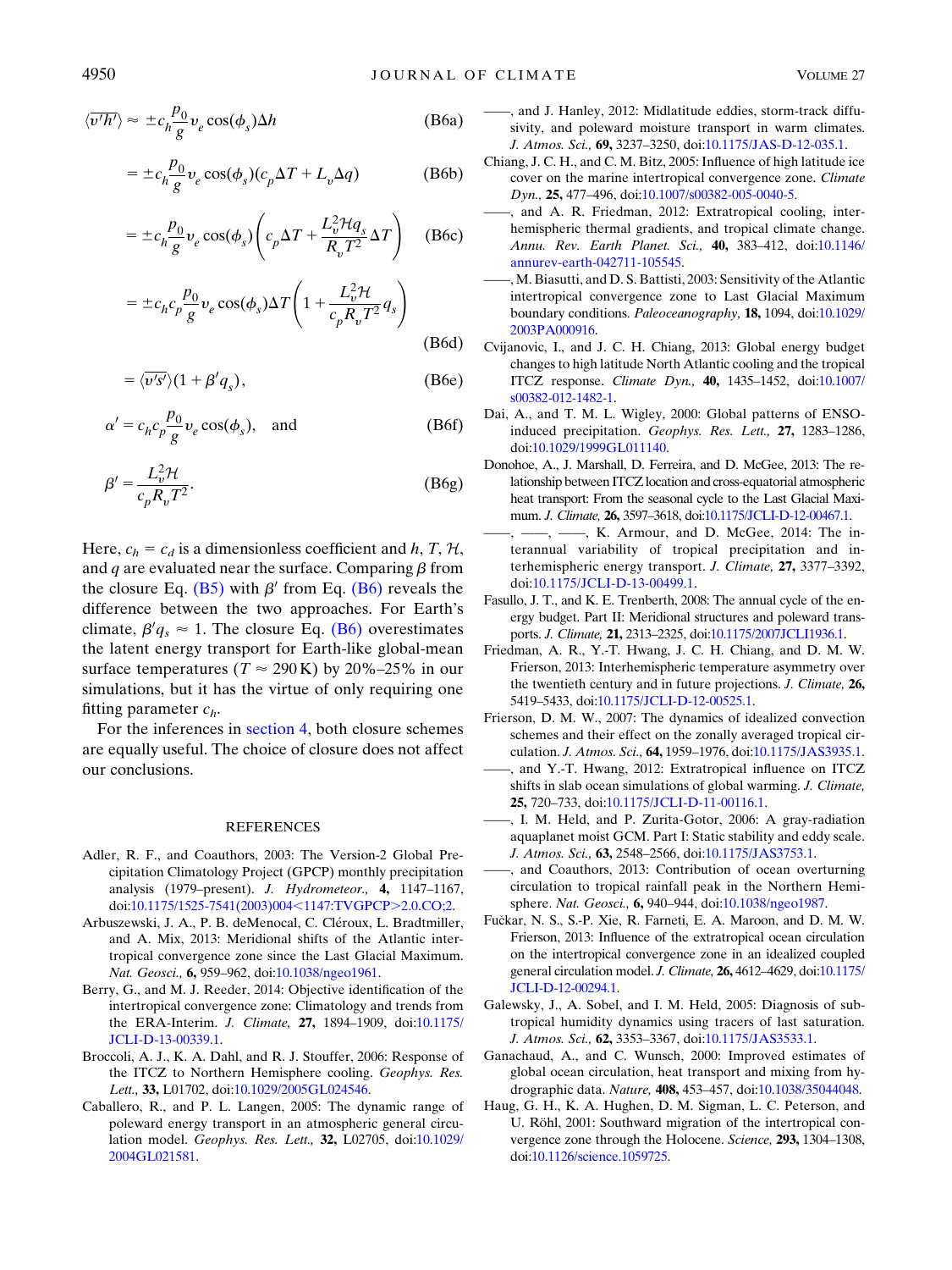$$\langle\overline{v'h'}\rangle \approx \pm c_h \frac{p_0}{g} v_e \cos(\phi_s) \Delta h \tag{B6a}$$

$$= \pm c_h \frac{p_0}{g} v_e \cos(\phi_s)(c_p \Delta T + L_v \Delta q) \tag{B6b}$$

$$= \pm c_h \frac{p_0}{g} v_e \cos(\phi_s)\left(c_p \Delta T + \frac{L_v^2 \mathcal{H} q_s}{R_v T^2} \Delta T\right) \tag{B6c}$$

$$= \pm c_h c_p \frac{p_0}{g} v_e \cos(\phi_s) \Delta T \left(1 + \frac{L_v^2 \mathcal{H}}{c_p R_v T^2} q_s\right) \tag{B6d}$$

$$= \langle\overline{v's'}\rangle(1 + \beta' q_s), \tag{B6e}$$

$$\alpha' = c_h c_p \frac{p_0}{g} v_e \cos(\phi_s), \quad \text{and} \tag{B6f}$$

$$\beta' = \frac{L_v^2 \mathcal{H}}{c_p R_v T^2}. \tag{B6g}$$

Here, $c_h = c_d$ is a dimensionless coefficient and $h$, $T$, $\mathcal{H}$, and $q$ are evaluated near the surface. Comparing $\beta$ from the closure Eq. (B5) with $\beta'$ from Eq. (B6) reveals the difference between the two approaches. For Earth's climate, $\beta' q_s \approx 1$. The closure Eq. (B6) overestimates the latent energy transport for Earth-like global-mean surface temperatures ($T \approx 290$ K) by 20%–25% in our simulations, but it has the virtue of only requiring one fitting parameter $c_h$.

For the inferences in section 4, both closure schemes are equally useful. The choice of closure does not affect our conclusions.

## REFERENCES

Adler, R. F., and Coauthors, 2003: The Version-2 Global Precipitation Climatology Project (GPCP) monthly precipitation analysis (1979–present). *J. Hydrometeor.,* **4,** 1147–1167, doi:10.1175/1525-7541(2003)004<1147:TVGPCP>2.0.CO;2.

Arbuszewski, J. A., P. B. deMenocal, C. Cléroux, L. Bradtmiller, and A. Mix, 2013: Meridional shifts of the Atlantic intertropical convergence zone since the Last Glacial Maximum. *Nat. Geosci.,* **6,** 959–962, doi:10.1038/ngeo1961.

Berry, G., and M. J. Reeder, 2014: Objective identification of the intertropical convergence zone: Climatology and trends from the ERA-Interim. *J. Climate,* **27,** 1894–1909, doi:10.1175/JCLI-D-13-00339.1.

Broccoli, A. J., K. A. Dahl, and R. J. Stouffer, 2006: Response of the ITCZ to Northern Hemisphere cooling. *Geophys. Res. Lett.,* **33,** L01702, doi:10.1029/2005GL024546.

Caballero, R., and P. L. Langen, 2005: The dynamic range of poleward energy transport in an atmospheric general circulation model. *Geophys. Res. Lett.,* **32,** L02705, doi:10.1029/2004GL021581.

——, and J. Hanley, 2012: Midlatitude eddies, storm-track diffusivity, and poleward moisture transport in warm climates. *J. Atmos. Sci.,* **69,** 3237–3250, doi:10.1175/JAS-D-12-035.1.

Chiang, J. C. H., and C. M. Bitz, 2005: Influence of high latitude ice cover on the marine intertropical convergence zone. *Climate Dyn.,* **25,** 477–496, doi:10.1007/s00382-005-0040-5.

——, and A. R. Friedman, 2012: Extratropical cooling, interhemispheric thermal gradients, and tropical climate change. *Annu. Rev. Earth Planet. Sci.,* **40,** 383–412, doi:10.1146/annurev-earth-042711-105545.

——, M. Biasutti, and D. S. Battisti, 2003: Sensitivity of the Atlantic intertropical convergence zone to Last Glacial Maximum boundary conditions. *Paleoceanography,* **18,** 1094, doi:10.1029/2003PA000916.

Cvijanovic, I., and J. C. H. Chiang, 2013: Global energy budget changes to high latitude North Atlantic cooling and the tropical ITCZ response. *Climate Dyn.,* **40,** 1435–1452, doi:10.1007/s00382-012-1482-1.

Dai, A., and T. M. L. Wigley, 2000: Global patterns of ENSO-induced precipitation. *Geophys. Res. Lett.,* **27,** 1283–1286, doi:10.1029/1999GL011140.

Donohoe, A., J. Marshall, D. Ferreira, and D. McGee, 2013: The relationship between ITCZ location and cross-equatorial atmospheric heat transport: From the seasonal cycle to the Last Glacial Maximum. *J. Climate,* **26,** 3597–3618, doi:10.1175/JCLI-D-12-00467.1.

——, ——, ——, K. Armour, and D. McGee, 2014: The interannual variability of tropical precipitation and interhemispheric energy transport. *J. Climate,* **27,** 3377–3392, doi:10.1175/JCLI-D-13-00499.1.

Fasullo, J. T., and K. E. Trenberth, 2008: The annual cycle of the energy budget. Part II: Meridional structures and poleward transports. *J. Climate,* **21,** 2313–2325, doi:10.1175/2007JCLI1936.1.

Friedman, A. R., Y.-T. Hwang, J. C. H. Chiang, and D. M. W. Frierson, 2013: Interhemispheric temperature asymmetry over the twentieth century and in future projections. *J. Climate,* **26,** 5419–5433, doi:10.1175/JCLI-D-12-00525.1.

Frierson, D. M. W., 2007: The dynamics of idealized convection schemes and their effect on the zonally averaged tropical circulation. *J. Atmos. Sci.,* **64,** 1959–1976, doi:10.1175/JAS3935.1.

——, and Y.-T. Hwang, 2012: Extratropical influence on ITCZ shifts in slab ocean simulations of global warming. *J. Climate,* **25,** 720–733, doi:10.1175/JCLI-D-11-00116.1.

——, I. M. Held, and P. Zurita-Gotor, 2006: A gray-radiation aquaplanet moist GCM. Part I: Static stability and eddy scale. *J. Atmos. Sci.,* **63,** 2548–2566, doi:10.1175/JAS3753.1.

——, and Coauthors, 2013: Contribution of ocean overturning circulation to tropical rainfall peak in the Northern Hemisphere. *Nat. Geosci.,* **6,** 940–944, doi:10.1038/ngeo1987.

Fučkar, N. S., S.-P. Xie, R. Farneti, E. A. Maroon, and D. M. W. Frierson, 2013: Influence of the extratropical ocean circulation on the intertropical convergence zone in an idealized coupled general circulation model. *J. Climate,* **26,** 4612–4629, doi:10.1175/JCLI-D-12-00294.1.

Galewsky, J., A. Sobel, and I. M. Held, 2005: Diagnosis of subtropical humidity dynamics using tracers of last saturation. *J. Atmos. Sci.,* **62,** 3353–3367, doi:10.1175/JAS3533.1.

Ganachaud, A., and C. Wunsch, 2000: Improved estimates of global ocean circulation, heat transport and mixing from hydrographic data. *Nature,* **408,** 453–457, doi:10.1038/35044048.

Haug, G. H., K. A. Hughen, D. M. Sigman, L. C. Peterson, and U. Röhl, 2001: Southward migration of the intertropical convergence zone through the Holocene. *Science,* **293,** 1304–1308, doi:10.1126/science.1059725.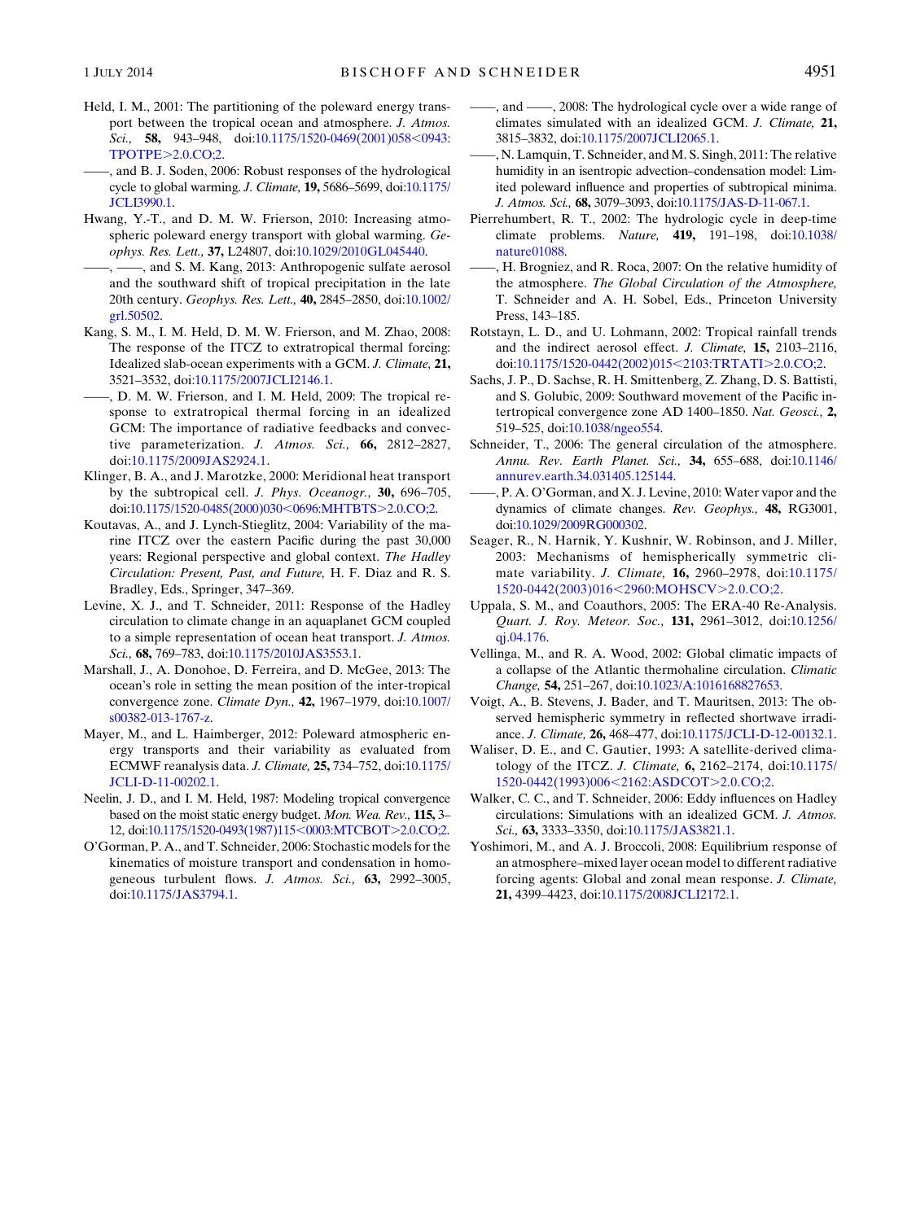Held, I. M., 2001: The partitioning of the poleward energy transport between the tropical ocean and atmosphere. *J. Atmos. Sci.,* **58,** 943–948, doi:10.1175/1520-0469(2001)058<0943:TPOTPE>2.0.CO;2.

——, and B. J. Soden, 2006: Robust responses of the hydrological cycle to global warming. *J. Climate,* **19,** 5686–5699, doi:10.1175/JCLI3990.1.

Hwang, Y.-T., and D. M. W. Frierson, 2010: Increasing atmospheric poleward energy transport with global warming. *Geophys. Res. Lett.,* **37,** L24807, doi:10.1029/2010GL045440.

——, ——, and S. M. Kang, 2013: Anthropogenic sulfate aerosol and the southward shift of tropical precipitation in the late 20th century. *Geophys. Res. Lett.,* **40,** 2845–2850, doi:10.1002/grl.50502.

Kang, S. M., I. M. Held, D. M. W. Frierson, and M. Zhao, 2008: The response of the ITCZ to extratropical thermal forcing: Idealized slab-ocean experiments with a GCM. *J. Climate,* **21,** 3521–3532, doi:10.1175/2007JCLI2146.1.

——, D. M. W. Frierson, and I. M. Held, 2009: The tropical response to extratropical thermal forcing in an idealized GCM: The importance of radiative feedbacks and convective parameterization. *J. Atmos. Sci.,* **66,** 2812–2827, doi:10.1175/2009JAS2924.1.

Klinger, B. A., and J. Marotzke, 2000: Meridional heat transport by the subtropical cell. *J. Phys. Oceanogr.,* **30,** 696–705, doi:10.1175/1520-0485(2000)030<0696:MHTBTS>2.0.CO;2.

Koutavas, A., and J. Lynch-Stieglitz, 2004: Variability of the marine ITCZ over the eastern Pacific during the past 30,000 years: Regional perspective and global context. *The Hadley Circulation: Present, Past, and Future,* H. F. Diaz and R. S. Bradley, Eds., Springer, 347–369.

Levine, X. J., and T. Schneider, 2011: Response of the Hadley circulation to climate change in an aquaplanet GCM coupled to a simple representation of ocean heat transport. *J. Atmos. Sci.,* **68,** 769–783, doi:10.1175/2010JAS3553.1.

Marshall, J., A. Donohoe, D. Ferreira, and D. McGee, 2013: The ocean's role in setting the mean position of the inter-tropical convergence zone. *Climate Dyn.,* **42,** 1967–1979, doi:10.1007/s00382-013-1767-z.

Mayer, M., and L. Haimberger, 2012: Poleward atmospheric energy transports and their variability as evaluated from ECMWF reanalysis data. *J. Climate,* **25,** 734–752, doi:10.1175/JCLI-D-11-00202.1.

Neelin, J. D., and I. M. Held, 1987: Modeling tropical convergence based on the moist static energy budget. *Mon. Wea. Rev.,* **115,** 3–12, doi:10.1175/1520-0493(1987)115<0003:MTCBOT>2.0.CO;2.

O'Gorman, P. A., and T. Schneider, 2006: Stochastic models for the kinematics of moisture transport and condensation in homogeneous turbulent flows. *J. Atmos. Sci.,* **63,** 2992–3005, doi:10.1175/JAS3794.1.

——, and ——, 2008: The hydrological cycle over a wide range of climates simulated with an idealized GCM. *J. Climate,* **21,** 3815–3832, doi:10.1175/2007JCLI2065.1.

——, N. Lamquin, T. Schneider, and M. S. Singh, 2011: The relative humidity in an isentropic advection–condensation model: Limited poleward influence and properties of subtropical minima. *J. Atmos. Sci.,* **68,** 3079–3093, doi:10.1175/JAS-D-11-067.1.

Pierrehumbert, R. T., 2002: The hydrologic cycle in deep-time climate problems. *Nature,* **419,** 191–198, doi:10.1038/nature01088.

——, H. Brogniez, and R. Roca, 2007: On the relative humidity of the atmosphere. *The Global Circulation of the Atmosphere,* T. Schneider and A. H. Sobel, Eds., Princeton University Press, 143–185.

Rotstayn, L. D., and U. Lohmann, 2002: Tropical rainfall trends and the indirect aerosol effect. *J. Climate,* **15,** 2103–2116, doi:10.1175/1520-0442(2002)015<2103:TRTATI>2.0.CO;2.

Sachs, J. P., D. Sachse, R. H. Smittenberg, Z. Zhang, D. S. Battisti, and S. Golubic, 2009: Southward movement of the Pacific intertropical convergence zone AD 1400–1850. *Nat. Geosci.,* **2,** 519–525, doi:10.1038/ngeo554.

Schneider, T., 2006: The general circulation of the atmosphere. *Annu. Rev. Earth Planet. Sci.,* **34,** 655–688, doi:10.1146/annurev.earth.34.031405.125144.

——, P. A. O'Gorman, and X. J. Levine, 2010: Water vapor and the dynamics of climate changes. *Rev. Geophys.,* **48,** RG3001, doi:10.1029/2009RG000302.

Seager, R., N. Harnik, Y. Kushnir, W. Robinson, and J. Miller, 2003: Mechanisms of hemispherically symmetric climate variability. *J. Climate,* **16,** 2960–2978, doi:10.1175/1520-0442(2003)016<2960:MOHSCV>2.0.CO;2.

Uppala, S. M., and Coauthors, 2005: The ERA-40 Re-Analysis. *Quart. J. Roy. Meteor. Soc.,* **131,** 2961–3012, doi:10.1256/qj.04.176.

Vellinga, M., and R. A. Wood, 2002: Global climatic impacts of a collapse of the Atlantic thermohaline circulation. *Climatic Change,* **54,** 251–267, doi:10.1023/A:1016168827653.

Voigt, A., B. Stevens, J. Bader, and T. Mauritsen, 2013: The observed hemispheric symmetry in reflected shortwave irradiance. *J. Climate,* **26,** 468–477, doi:10.1175/JCLI-D-12-00132.1.

Waliser, D. E., and C. Gautier, 1993: A satellite-derived climatology of the ITCZ. *J. Climate,* **6,** 2162–2174, doi:10.1175/1520-0442(1993)006<2162:ASDCOT>2.0.CO;2.

Walker, C. C., and T. Schneider, 2006: Eddy influences on Hadley circulations: Simulations with an idealized GCM. *J. Atmos. Sci.,* **63,** 3333–3350, doi:10.1175/JAS3821.1.

Yoshimori, M., and A. J. Broccoli, 2008: Equilibrium response of an atmosphere–mixed layer ocean model to different radiative forcing agents: Global and zonal mean response. *J. Climate,* **21,** 4399–4423, doi:10.1175/2008JCLI2172.1.